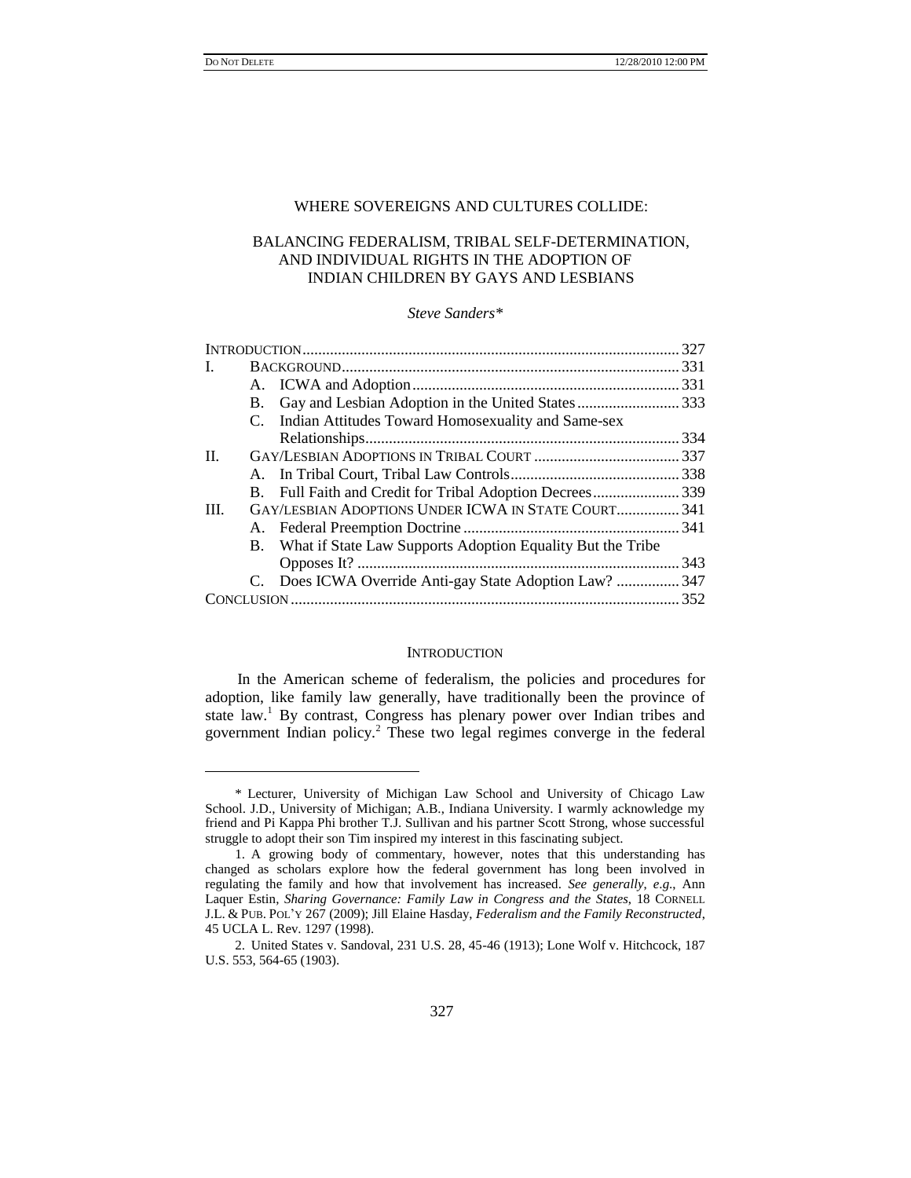# WHERE SOVEREIGNS AND CULTURES COLLIDE:

## BALANCING FEDERALISM, TRIBAL SELF-DETERMINATION, AND INDIVIDUAL RIGHTS IN THE ADOPTION OF INDIAN CHILDREN BY GAYS AND LESBIANS

*Steve Sanders\**

| | | | |
|---|---|---|---|
| INTRODUCTION | | | 327 |
| I. | BACKGROUND | | 331 |
| | A. | ICWA and Adoption | 331 |
| | B. | Gay and Lesbian Adoption in the United States | 333 |
| | C. | Indian Attitudes Toward Homosexuality and Same-sex Relationships | 334 |
| II. | GAY/LESBIAN ADOPTIONS IN TRIBAL COURT | | 337 |
| | A. | In Tribal Court, Tribal Law Controls | 338 |
| | B. | Full Faith and Credit for Tribal Adoption Decrees | 339 |
| III. | GAY/LESBIAN ADOPTIONS UNDER ICWA IN STATE COURT | | 341 |
| | A. | Federal Preemption Doctrine | 341 |
| | B. | What if State Law Supports Adoption Equality But the Tribe Opposes It? | 343 |
| | C. | Does ICWA Override Anti-gay State Adoption Law? | 347 |
| CONCLUSION | | | 352 |

### INTRODUCTION

In the American scheme of federalism, the policies and procedures for adoption, like family law generally, have traditionally been the province of state law.[1] By contrast, Congress has plenary power over Indian tribes and government Indian policy.[2] These two legal regimes converge in the federal

---

\* Lecturer, University of Michigan Law School and University of Chicago Law School. J.D., University of Michigan; A.B., Indiana University. I warmly acknowledge my friend and Pi Kappa Phi brother T.J. Sullivan and his partner Scott Strong, whose successful struggle to adopt their son Tim inspired my interest in this fascinating subject.

1. A growing body of commentary, however, notes that this understanding has changed as scholars explore how the federal government has long been involved in regulating the family and how that involvement has increased. *See generally*, *e.g.*, Ann Laquer Estin, *Sharing Governance: Family Law in Congress and the States*, 18 CORNELL J.L. & PUB. POL'Y 267 (2009); Jill Elaine Hasday, *Federalism and the Family Reconstructed*, 45 UCLA L. Rev. 1297 (1998).

2. United States v. Sandoval, 231 U.S. 28, 45-46 (1913); Lone Wolf v. Hitchcock, 187 U.S. 553, 564-65 (1903).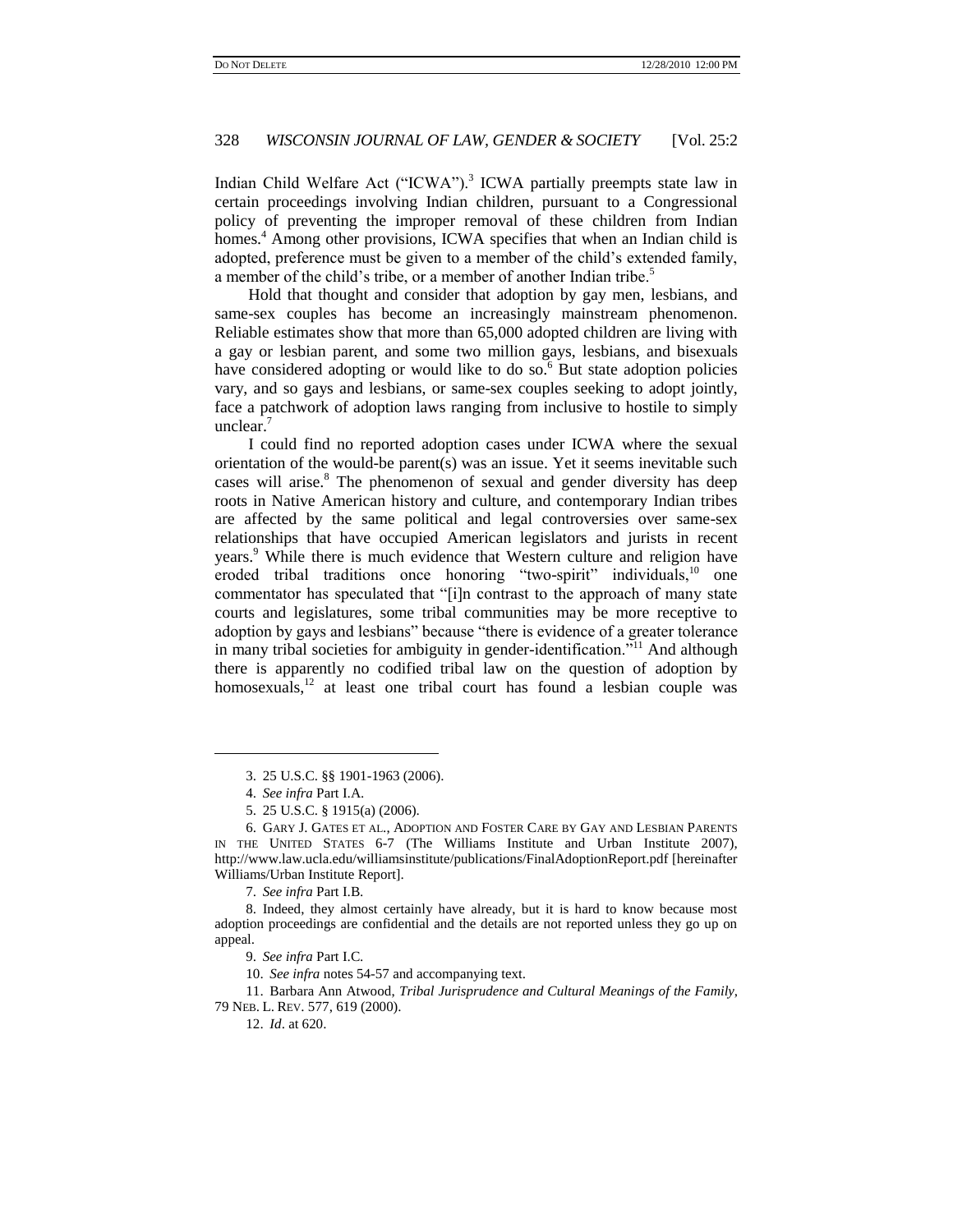Indian Child Welfare Act ("ICWA").[3] ICWA partially preempts state law in certain proceedings involving Indian children, pursuant to a Congressional policy of preventing the improper removal of these children from Indian homes.[4] Among other provisions, ICWA specifies that when an Indian child is adopted, preference must be given to a member of the child's extended family, a member of the child's tribe, or a member of another Indian tribe.[5]

Hold that thought and consider that adoption by gay men, lesbians, and same-sex couples has become an increasingly mainstream phenomenon. Reliable estimates show that more than 65,000 adopted children are living with a gay or lesbian parent, and some two million gays, lesbians, and bisexuals have considered adopting or would like to do so.[6] But state adoption policies vary, and so gays and lesbians, or same-sex couples seeking to adopt jointly, face a patchwork of adoption laws ranging from inclusive to hostile to simply unclear.[7]

I could find no reported adoption cases under ICWA where the sexual orientation of the would-be parent(s) was an issue. Yet it seems inevitable such cases will arise.[8] The phenomenon of sexual and gender diversity has deep roots in Native American history and culture, and contemporary Indian tribes are affected by the same political and legal controversies over same-sex relationships that have occupied American legislators and jurists in recent years.[9] While there is much evidence that Western culture and religion have eroded tribal traditions once honoring "two-spirit" individuals,[10] one commentator has speculated that "[i]n contrast to the approach of many state courts and legislatures, some tribal communities may be more receptive to adoption by gays and lesbians" because "there is evidence of a greater tolerance in many tribal societies for ambiguity in gender-identification."[11] And although there is apparently no codified tribal law on the question of adoption by homosexuals,[12] at least one tribal court has found a lesbian couple was

---

3. 25 U.S.C. §§ 1901-1963 (2006).

4. *See infra* Part I.A.

5. 25 U.S.C. § 1915(a) (2006).

6. GARY J. GATES ET AL., ADOPTION AND FOSTER CARE BY GAY AND LESBIAN PARENTS IN THE UNITED STATES 6-7 (The Williams Institute and Urban Institute 2007), http://www.law.ucla.edu/williamsinstitute/publications/FinalAdoptionReport.pdf [hereinafter Williams/Urban Institute Report].

7. *See infra* Part I.B.

8. Indeed, they almost certainly have already, but it is hard to know because most adoption proceedings are confidential and the details are not reported unless they go up on appeal.

9. *See infra* Part I.C.

10. *See infra* notes 54-57 and accompanying text.

11. Barbara Ann Atwood, *Tribal Jurisprudence and Cultural Meanings of the Family*, 79 NEB. L. REV. 577, 619 (2000).

12. *Id*. at 620.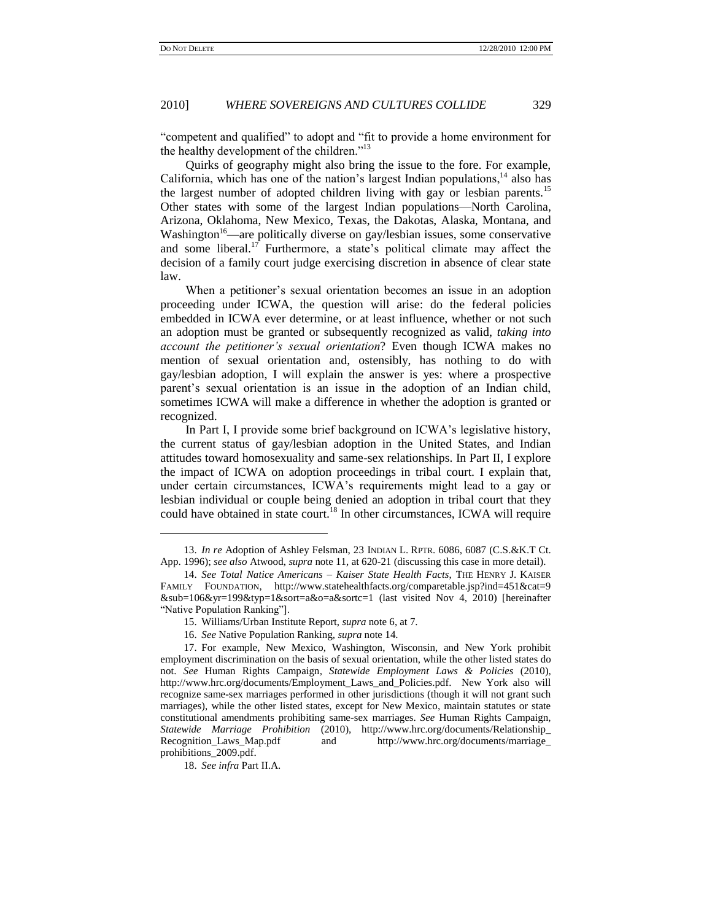"competent and qualified" to adopt and "fit to provide a home environment for the healthy development of the children."[13]

Quirks of geography might also bring the issue to the fore. For example, California, which has one of the nation's largest Indian populations,[14] also has the largest number of adopted children living with gay or lesbian parents.[15] Other states with some of the largest Indian populations—North Carolina, Arizona, Oklahoma, New Mexico, Texas, the Dakotas, Alaska, Montana, and Washington[16]—are politically diverse on gay/lesbian issues, some conservative and some liberal.[17] Furthermore, a state's political climate may affect the decision of a family court judge exercising discretion in absence of clear state law.

When a petitioner's sexual orientation becomes an issue in an adoption proceeding under ICWA, the question will arise: do the federal policies embedded in ICWA ever determine, or at least influence, whether or not such an adoption must be granted or subsequently recognized as valid, *taking into account the petitioner's sexual orientation*? Even though ICWA makes no mention of sexual orientation and, ostensibly, has nothing to do with gay/lesbian adoption, I will explain the answer is yes: where a prospective parent's sexual orientation is an issue in the adoption of an Indian child, sometimes ICWA will make a difference in whether the adoption is granted or recognized.

In Part I, I provide some brief background on ICWA's legislative history, the current status of gay/lesbian adoption in the United States, and Indian attitudes toward homosexuality and same-sex relationships. In Part II, I explore the impact of ICWA on adoption proceedings in tribal court. I explain that, under certain circumstances, ICWA's requirements might lead to a gay or lesbian individual or couple being denied an adoption in tribal court that they could have obtained in state court.[18] In other circumstances, ICWA will require

---

13. *In re* Adoption of Ashley Felsman, 23 INDIAN L. RPTR. 6086, 6087 (C.S.&K.T Ct. App. 1996); *see also* Atwood, *supra* note 11, at 620-21 (discussing this case in more detail).

14. *See Total Natice Americans – Kaiser State Health Facts*, THE HENRY J. KAISER FAMILY FOUNDATION, http://www.statehealthfacts.org/comparetable.jsp?ind=451&cat=9&sub=106&yr=199&typ=1&sort=a&o=a&sortc=1 (last visited Nov 4, 2010) [hereinafter "Native Population Ranking"].

15. Williams/Urban Institute Report, *supra* note 6, at 7.

16. *See* Native Population Ranking, *supra* note 14.

17. For example, New Mexico, Washington, Wisconsin, and New York prohibit employment discrimination on the basis of sexual orientation, while the other listed states do not. *See* Human Rights Campaign, *Statewide Employment Laws & Policies* (2010), http://www.hrc.org/documents/Employment_Laws_and_Policies.pdf. New York also will recognize same-sex marriages performed in other jurisdictions (though it will not grant such marriages), while the other listed states, except for New Mexico, maintain statutes or state constitutional amendments prohibiting same-sex marriages. *See* Human Rights Campaign, *Statewide Marriage Prohibition* (2010), http://www.hrc.org/documents/Relationship_Recognition_Laws_Map.pdf and http://www.hrc.org/documents/marriage_prohibitions_2009.pdf.

18. *See infra* Part II.A.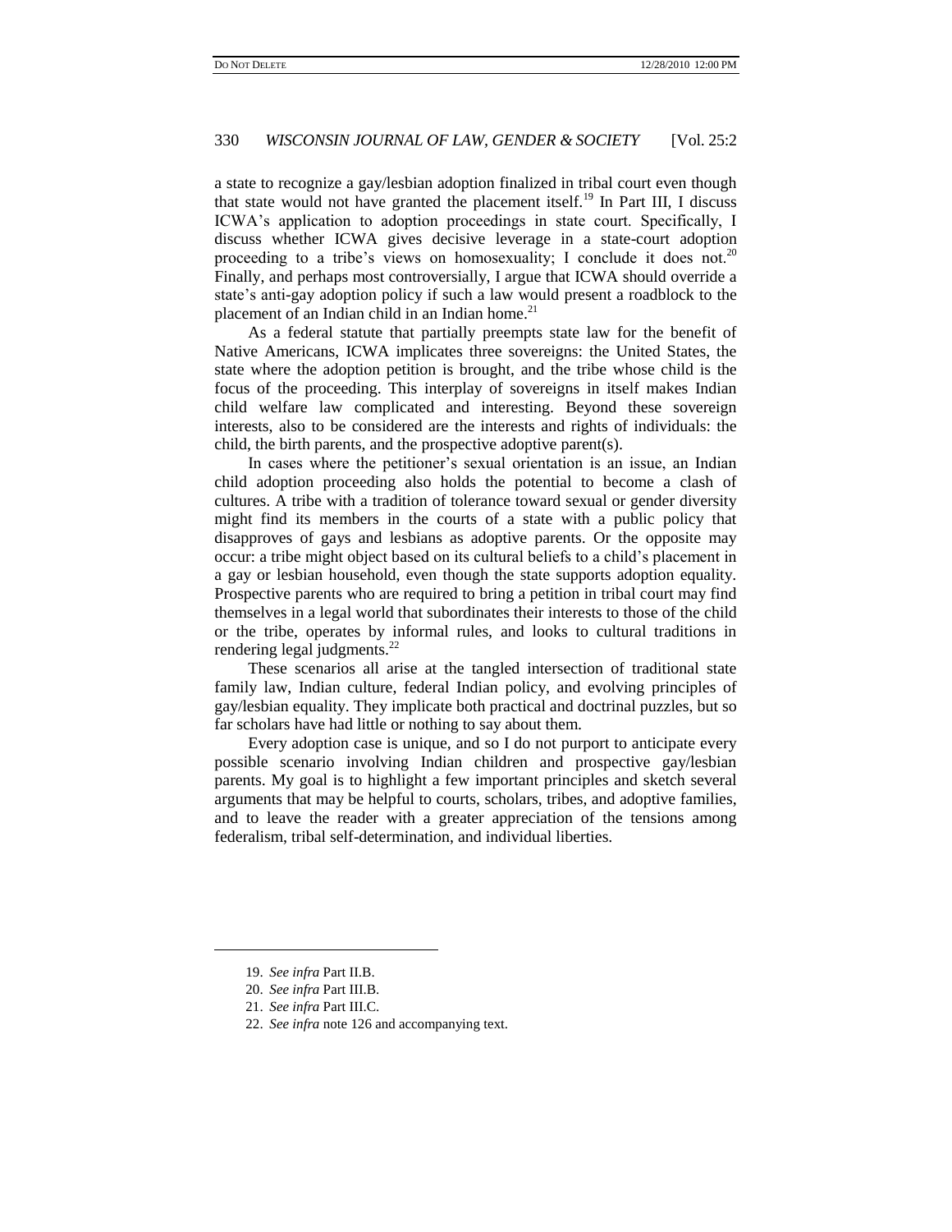a state to recognize a gay/lesbian adoption finalized in tribal court even though that state would not have granted the placement itself.[19] In Part III, I discuss ICWA's application to adoption proceedings in state court. Specifically, I discuss whether ICWA gives decisive leverage in a state-court adoption proceeding to a tribe's views on homosexuality; I conclude it does not.[20] Finally, and perhaps most controversially, I argue that ICWA should override a state's anti-gay adoption policy if such a law would present a roadblock to the placement of an Indian child in an Indian home.[21]

As a federal statute that partially preempts state law for the benefit of Native Americans, ICWA implicates three sovereigns: the United States, the state where the adoption petition is brought, and the tribe whose child is the focus of the proceeding. This interplay of sovereigns in itself makes Indian child welfare law complicated and interesting. Beyond these sovereign interests, also to be considered are the interests and rights of individuals: the child, the birth parents, and the prospective adoptive parent(s).

In cases where the petitioner's sexual orientation is an issue, an Indian child adoption proceeding also holds the potential to become a clash of cultures. A tribe with a tradition of tolerance toward sexual or gender diversity might find its members in the courts of a state with a public policy that disapproves of gays and lesbians as adoptive parents. Or the opposite may occur: a tribe might object based on its cultural beliefs to a child's placement in a gay or lesbian household, even though the state supports adoption equality. Prospective parents who are required to bring a petition in tribal court may find themselves in a legal world that subordinates their interests to those of the child or the tribe, operates by informal rules, and looks to cultural traditions in rendering legal judgments.[22]

These scenarios all arise at the tangled intersection of traditional state family law, Indian culture, federal Indian policy, and evolving principles of gay/lesbian equality. They implicate both practical and doctrinal puzzles, but so far scholars have had little or nothing to say about them.

Every adoption case is unique, and so I do not purport to anticipate every possible scenario involving Indian children and prospective gay/lesbian parents. My goal is to highlight a few important principles and sketch several arguments that may be helpful to courts, scholars, tribes, and adoptive families, and to leave the reader with a greater appreciation of the tensions among federalism, tribal self-determination, and individual liberties.

---

19. *See infra* Part II.B.

20. *See infra* Part III.B.

21. *See infra* Part III.C.

22. *See infra* note 126 and accompanying text.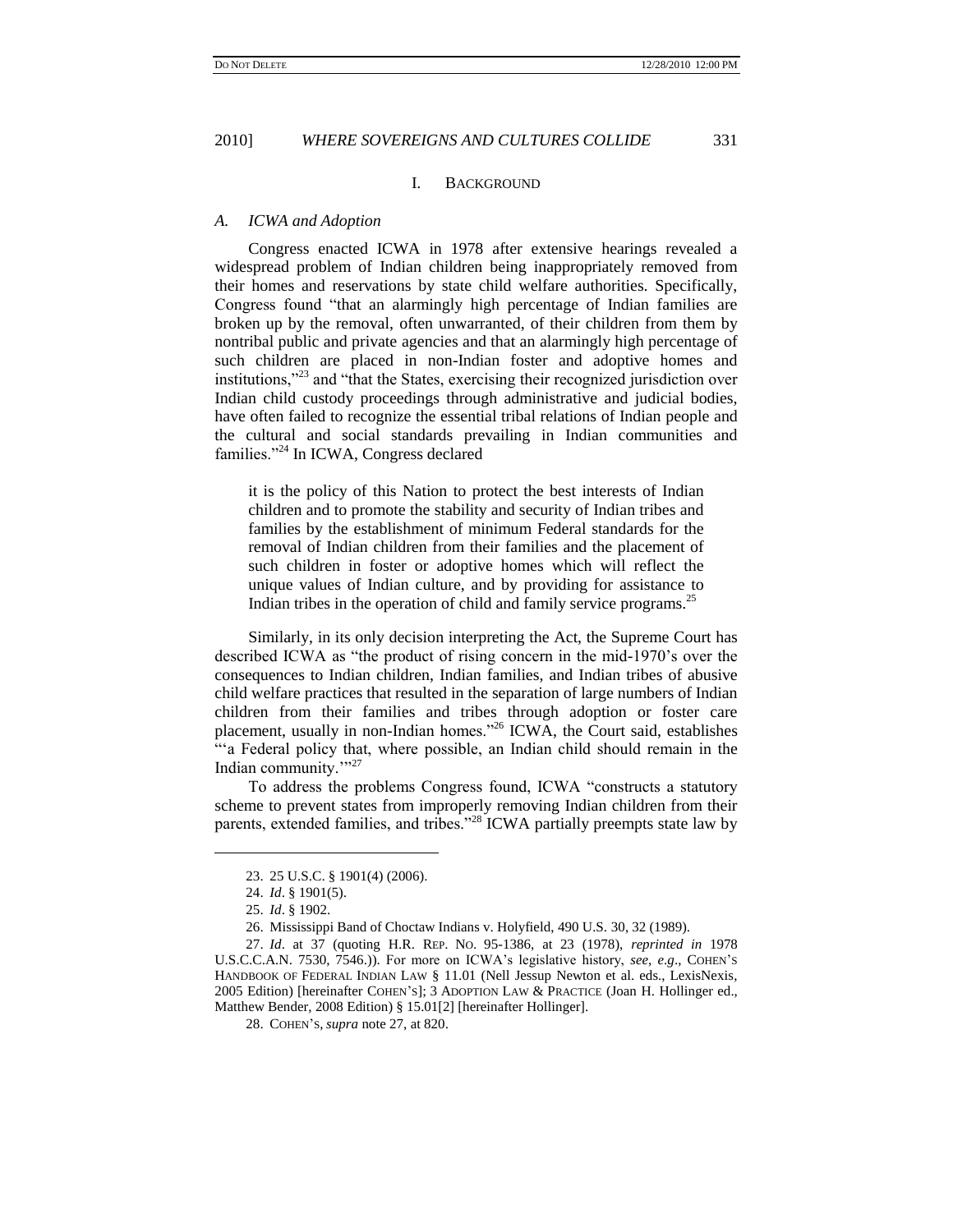## I. BACKGROUND

### *A. ICWA and Adoption*

Congress enacted ICWA in 1978 after extensive hearings revealed a widespread problem of Indian children being inappropriately removed from their homes and reservations by state child welfare authorities. Specifically, Congress found "that an alarmingly high percentage of Indian families are broken up by the removal, often unwarranted, of their children from them by nontribal public and private agencies and that an alarmingly high percentage of such children are placed in non-Indian foster and adoptive homes and institutions,"[23] and "that the States, exercising their recognized jurisdiction over Indian child custody proceedings through administrative and judicial bodies, have often failed to recognize the essential tribal relations of Indian people and the cultural and social standards prevailing in Indian communities and families."[24] In ICWA, Congress declared

> it is the policy of this Nation to protect the best interests of Indian children and to promote the stability and security of Indian tribes and families by the establishment of minimum Federal standards for the removal of Indian children from their families and the placement of such children in foster or adoptive homes which will reflect the unique values of Indian culture, and by providing for assistance to Indian tribes in the operation of child and family service programs.[25]

Similarly, in its only decision interpreting the Act, the Supreme Court has described ICWA as "the product of rising concern in the mid-1970's over the consequences to Indian children, Indian families, and Indian tribes of abusive child welfare practices that resulted in the separation of large numbers of Indian children from their families and tribes through adoption or foster care placement, usually in non-Indian homes."[26] ICWA, the Court said, establishes "'a Federal policy that, where possible, an Indian child should remain in the Indian community.'"[27]

To address the problems Congress found, ICWA "constructs a statutory scheme to prevent states from improperly removing Indian children from their parents, extended families, and tribes."[28] ICWA partially preempts state law by

---

23. 25 U.S.C. § 1901(4) (2006).

24. *Id*. § 1901(5).

25. *Id*. § 1902.

26. Mississippi Band of Choctaw Indians v. Holyfield, 490 U.S. 30, 32 (1989).

27. *Id*. at 37 (quoting H.R. REP. NO. 95-1386, at 23 (1978), *reprinted in* 1978 U.S.C.C.A.N. 7530, 7546.)). For more on ICWA's legislative history, *see*, *e.g*., COHEN'S HANDBOOK OF FEDERAL INDIAN LAW § 11.01 (Nell Jessup Newton et al. eds., LexisNexis, 2005 Edition) [hereinafter COHEN'S]; 3 ADOPTION LAW & PRACTICE (Joan H. Hollinger ed., Matthew Bender, 2008 Edition) § 15.01[2] [hereinafter Hollinger].

28. COHEN'S, *supra* note 27, at 820.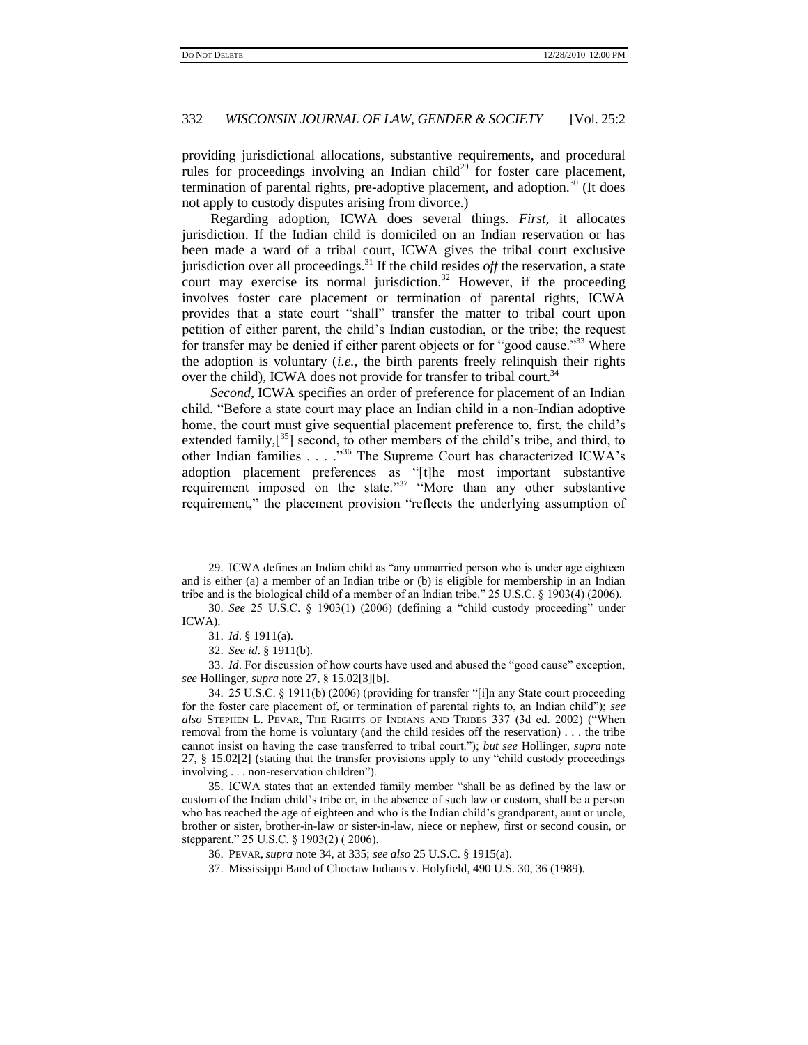providing jurisdictional allocations, substantive requirements, and procedural rules for proceedings involving an Indian child[29] for foster care placement, termination of parental rights, pre-adoptive placement, and adoption.[30] (It does not apply to custody disputes arising from divorce.)

Regarding adoption, ICWA does several things. *First*, it allocates jurisdiction. If the Indian child is domiciled on an Indian reservation or has been made a ward of a tribal court, ICWA gives the tribal court exclusive jurisdiction over all proceedings.[31] If the child resides *off* the reservation, a state court may exercise its normal jurisdiction.[32] However, if the proceeding involves foster care placement or termination of parental rights, ICWA provides that a state court "shall" transfer the matter to tribal court upon petition of either parent, the child's Indian custodian, or the tribe; the request for transfer may be denied if either parent objects or for "good cause."[33] Where the adoption is voluntary (*i.e.*, the birth parents freely relinquish their rights over the child), ICWA does not provide for transfer to tribal court.[34]

*Second*, ICWA specifies an order of preference for placement of an Indian child. "Before a state court may place an Indian child in a non-Indian adoptive home, the court must give sequential placement preference to, first, the child's extended family,[[35]] second, to other members of the child's tribe, and third, to other Indian families . . . ."[36] The Supreme Court has characterized ICWA's adoption placement preferences as "[t]he most important substantive requirement imposed on the state."[37] "More than any other substantive requirement," the placement provision "reflects the underlying assumption of

---

29. ICWA defines an Indian child as "any unmarried person who is under age eighteen and is either (a) a member of an Indian tribe or (b) is eligible for membership in an Indian tribe and is the biological child of a member of an Indian tribe." 25 U.S.C. § 1903(4) (2006).

30. *See* 25 U.S.C. § 1903(1) (2006) (defining a "child custody proceeding" under ICWA).

31. *Id*. § 1911(a).

32. *See id*. § 1911(b).

33. *Id*. For discussion of how courts have used and abused the "good cause" exception, *see* Hollinger, *supra* note 27, § 15.02[3][b].

34. 25 U.S.C. § 1911(b) (2006) (providing for transfer "[i]n any State court proceeding for the foster care placement of, or termination of parental rights to, an Indian child"); *see also* STEPHEN L. PEVAR, THE RIGHTS OF INDIANS AND TRIBES 337 (3d ed. 2002) ("When removal from the home is voluntary (and the child resides off the reservation) . . . the tribe cannot insist on having the case transferred to tribal court."); *but see* Hollinger, *supra* note 27, § 15.02[2] (stating that the transfer provisions apply to any "child custody proceedings involving . . . non-reservation children").

35. ICWA states that an extended family member "shall be as defined by the law or custom of the Indian child's tribe or, in the absence of such law or custom, shall be a person who has reached the age of eighteen and who is the Indian child's grandparent, aunt or uncle, brother or sister, brother-in-law or sister-in-law, niece or nephew, first or second cousin, or stepparent." 25 U.S.C. § 1903(2) ( 2006).

36. PEVAR, *supra* note 34, at 335; *see also* 25 U.S.C. § 1915(a).

37. Mississippi Band of Choctaw Indians v. Holyfield, 490 U.S. 30, 36 (1989).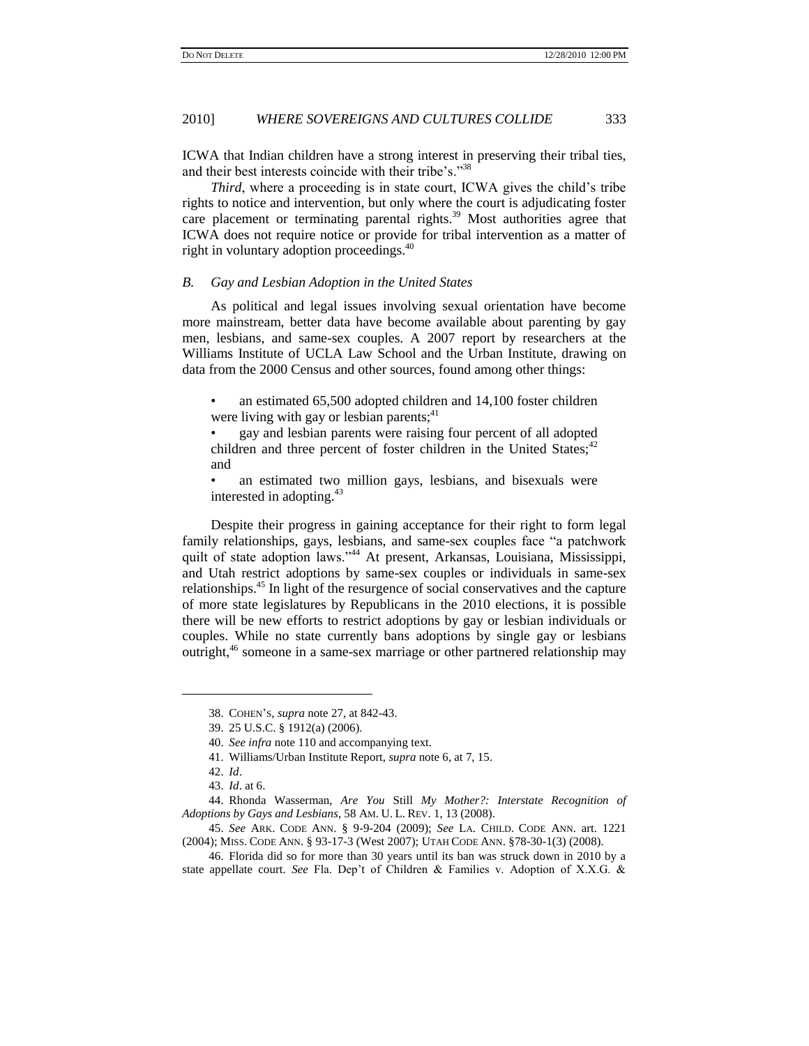ICWA that Indian children have a strong interest in preserving their tribal ties, and their best interests coincide with their tribe's."[38]

*Third*, where a proceeding is in state court, ICWA gives the child's tribe rights to notice and intervention, but only where the court is adjudicating foster care placement or terminating parental rights.[39] Most authorities agree that ICWA does not require notice or provide for tribal intervention as a matter of right in voluntary adoption proceedings.[40]

### *B. Gay and Lesbian Adoption in the United States*

As political and legal issues involving sexual orientation have become more mainstream, better data have become available about parenting by gay men, lesbians, and same-sex couples. A 2007 report by researchers at the Williams Institute of UCLA Law School and the Urban Institute, drawing on data from the 2000 Census and other sources, found among other things:

- an estimated 65,500 adopted children and 14,100 foster children were living with gay or lesbian parents;[41]
- gay and lesbian parents were raising four percent of all adopted children and three percent of foster children in the United States;[42] and
- an estimated two million gays, lesbians, and bisexuals were interested in adopting.[43]

Despite their progress in gaining acceptance for their right to form legal family relationships, gays, lesbians, and same-sex couples face "a patchwork quilt of state adoption laws."[44] At present, Arkansas, Louisiana, Mississippi, and Utah restrict adoptions by same-sex couples or individuals in same-sex relationships.[45] In light of the resurgence of social conservatives and the capture of more state legislatures by Republicans in the 2010 elections, it is possible there will be new efforts to restrict adoptions by gay or lesbian individuals or couples. While no state currently bans adoptions by single gay or lesbians outright,[46] someone in a same-sex marriage or other partnered relationship may

---

38. COHEN'S, *supra* note 27, at 842-43.

39. 25 U.S.C. § 1912(a) (2006).

40. *See infra* note 110 and accompanying text.

41. Williams/Urban Institute Report, *supra* note 6, at 7, 15.

42. *Id*.

43. *Id*. at 6.

44. Rhonda Wasserman, *Are You* Still *My Mother?: Interstate Recognition of Adoptions by Gays and Lesbians*, 58 AM. U. L. REV. 1, 13 (2008).

45. *See* ARK. CODE ANN. § 9-9-204 (2009); *See* LA. CHILD. CODE ANN. art. 1221 (2004); MISS. CODE ANN. § 93-17-3 (West 2007); UTAH CODE ANN. §78-30-1(3) (2008).

46. Florida did so for more than 30 years until its ban was struck down in 2010 by a state appellate court. *See* Fla. Dep't of Children & Families v. Adoption of X.X.G. &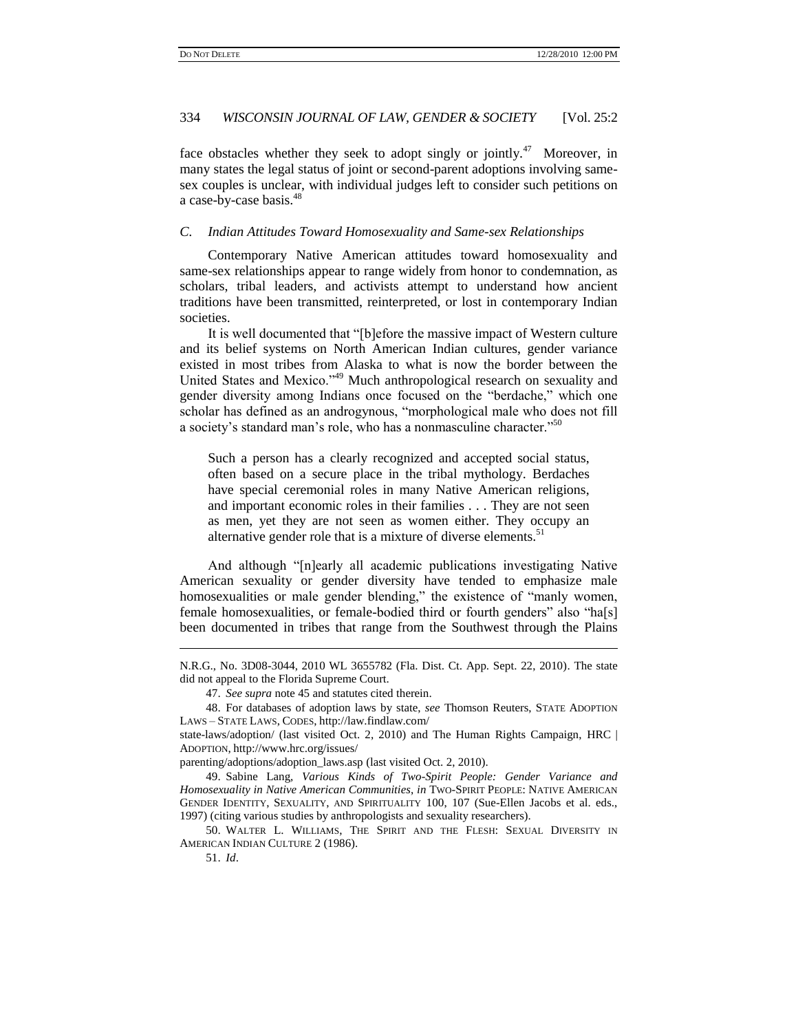face obstacles whether they seek to adopt singly or jointly.[47] Moreover, in many states the legal status of joint or second-parent adoptions involving same-sex couples is unclear, with individual judges left to consider such petitions on a case-by-case basis.[48]

### *C. Indian Attitudes Toward Homosexuality and Same-sex Relationships*

Contemporary Native American attitudes toward homosexuality and same-sex relationships appear to range widely from honor to condemnation, as scholars, tribal leaders, and activists attempt to understand how ancient traditions have been transmitted, reinterpreted, or lost in contemporary Indian societies.

It is well documented that "[b]efore the massive impact of Western culture and its belief systems on North American Indian cultures, gender variance existed in most tribes from Alaska to what is now the border between the United States and Mexico."[49] Much anthropological research on sexuality and gender diversity among Indians once focused on the "berdache," which one scholar has defined as an androgynous, "morphological male who does not fill a society's standard man's role, who has a nonmasculine character."[50]

> Such a person has a clearly recognized and accepted social status, often based on a secure place in the tribal mythology. Berdaches have special ceremonial roles in many Native American religions, and important economic roles in their families . . . They are not seen as men, yet they are not seen as women either. They occupy an alternative gender role that is a mixture of diverse elements.[51]

And although "[n]early all academic publications investigating Native American sexuality or gender diversity have tended to emphasize male homosexualities or male gender blending," the existence of "manly women, female homosexualities, or female-bodied third or fourth genders" also "ha[s] been documented in tribes that range from the Southwest through the Plains

---

N.R.G., No. 3D08-3044, 2010 WL 3655782 (Fla. Dist. Ct. App. Sept. 22, 2010). The state did not appeal to the Florida Supreme Court.

47. *See supra* note 45 and statutes cited therein.

48. For databases of adoption laws by state, *see* Thomson Reuters, STATE ADOPTION LAWS – STATE LAWS, CODES, http://law.findlaw.com/state-laws/adoption/ (last visited Oct. 2, 2010) and The Human Rights Campaign, HRC | ADOPTION, http://www.hrc.org/issues/parenting/adoptions/adoption_laws.asp (last visited Oct. 2, 2010).

49. Sabine Lang, *Various Kinds of Two-Spirit People: Gender Variance and Homosexuality in Native American Communities*, *in* TWO-SPIRIT PEOPLE: NATIVE AMERICAN GENDER IDENTITY, SEXUALITY, AND SPIRITUALITY 100, 107 (Sue-Ellen Jacobs et al. eds., 1997) (citing various studies by anthropologists and sexuality researchers).

50. WALTER L. WILLIAMS, THE SPIRIT AND THE FLESH: SEXUAL DIVERSITY IN AMERICAN INDIAN CULTURE 2 (1986).

51. *Id*.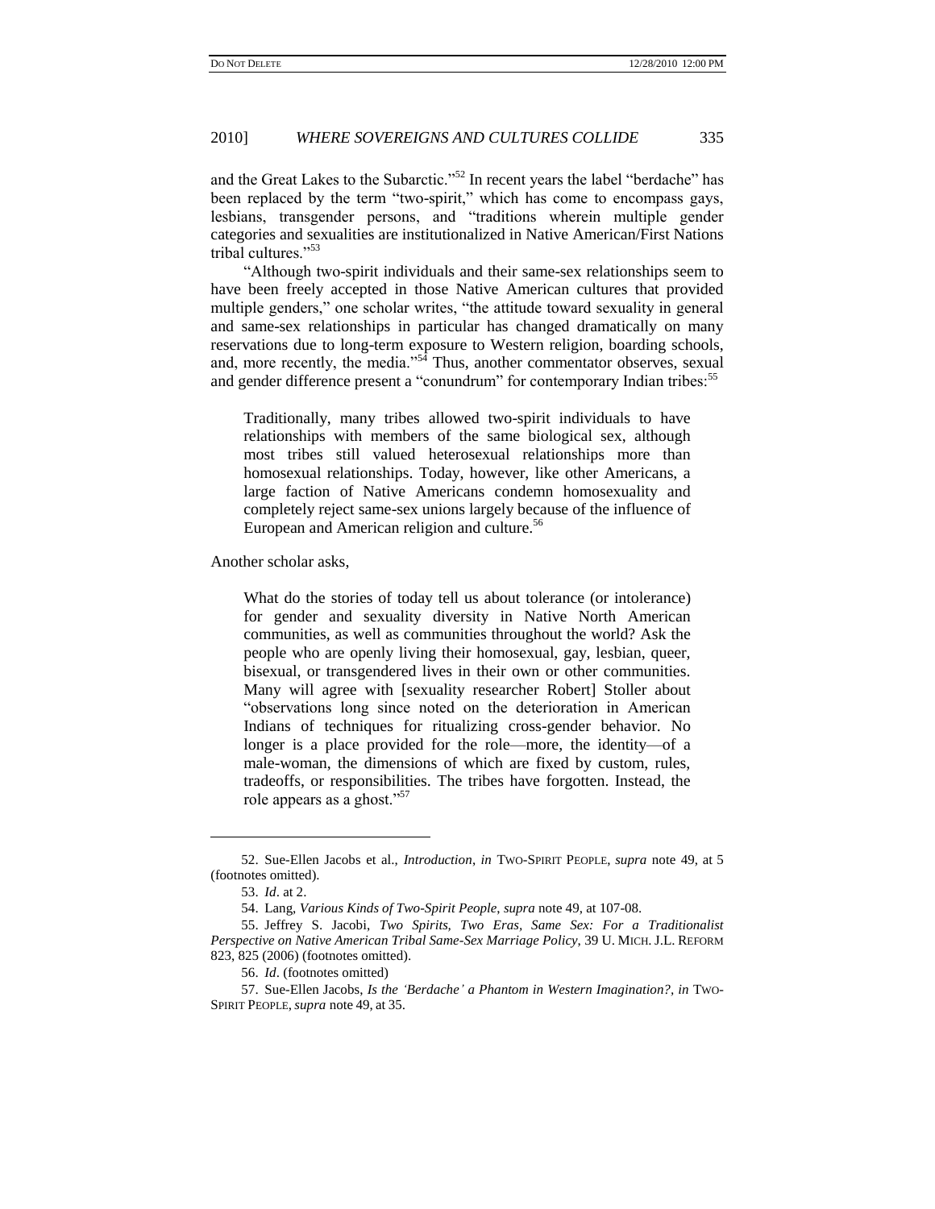and the Great Lakes to the Subarctic."[52] In recent years the label "berdache" has been replaced by the term "two-spirit," which has come to encompass gays, lesbians, transgender persons, and "traditions wherein multiple gender categories and sexualities are institutionalized in Native American/First Nations tribal cultures."[53]

"Although two-spirit individuals and their same-sex relationships seem to have been freely accepted in those Native American cultures that provided multiple genders," one scholar writes, "the attitude toward sexuality in general and same-sex relationships in particular has changed dramatically on many reservations due to long-term exposure to Western religion, boarding schools, and, more recently, the media."[54] Thus, another commentator observes, sexual and gender difference present a "conundrum" for contemporary Indian tribes:[55]

> Traditionally, many tribes allowed two-spirit individuals to have relationships with members of the same biological sex, although most tribes still valued heterosexual relationships more than homosexual relationships. Today, however, like other Americans, a large faction of Native Americans condemn homosexuality and completely reject same-sex unions largely because of the influence of European and American religion and culture.[56]

Another scholar asks,

> What do the stories of today tell us about tolerance (or intolerance) for gender and sexuality diversity in Native North American communities, as well as communities throughout the world? Ask the people who are openly living their homosexual, gay, lesbian, queer, bisexual, or transgendered lives in their own or other communities. Many will agree with [sexuality researcher Robert] Stoller about "observations long since noted on the deterioration in American Indians of techniques for ritualizing cross-gender behavior. No longer is a place provided for the role—more, the identity—of a male-woman, the dimensions of which are fixed by custom, rules, tradeoffs, or responsibilities. The tribes have forgotten. Instead, the role appears as a ghost."[57]

---

52. Sue-Ellen Jacobs et al., *Introduction*, *in* TWO-SPIRIT PEOPLE, *supra* note 49, at 5 (footnotes omitted).

53. *Id*. at 2.

54. Lang, *Various Kinds of Two-Spirit People*, *supra* note 49, at 107-08.

55. Jeffrey S. Jacobi, *Two Spirits, Two Eras, Same Sex: For a Traditionalist Perspective on Native American Tribal Same-Sex Marriage Policy*, 39 U. MICH. J.L. REFORM 823, 825 (2006) (footnotes omitted).

56. *Id*. (footnotes omitted)

57. Sue-Ellen Jacobs, *Is the 'Berdache' a Phantom in Western Imagination?*, *in* TWO-SPIRIT PEOPLE, *supra* note 49, at 35.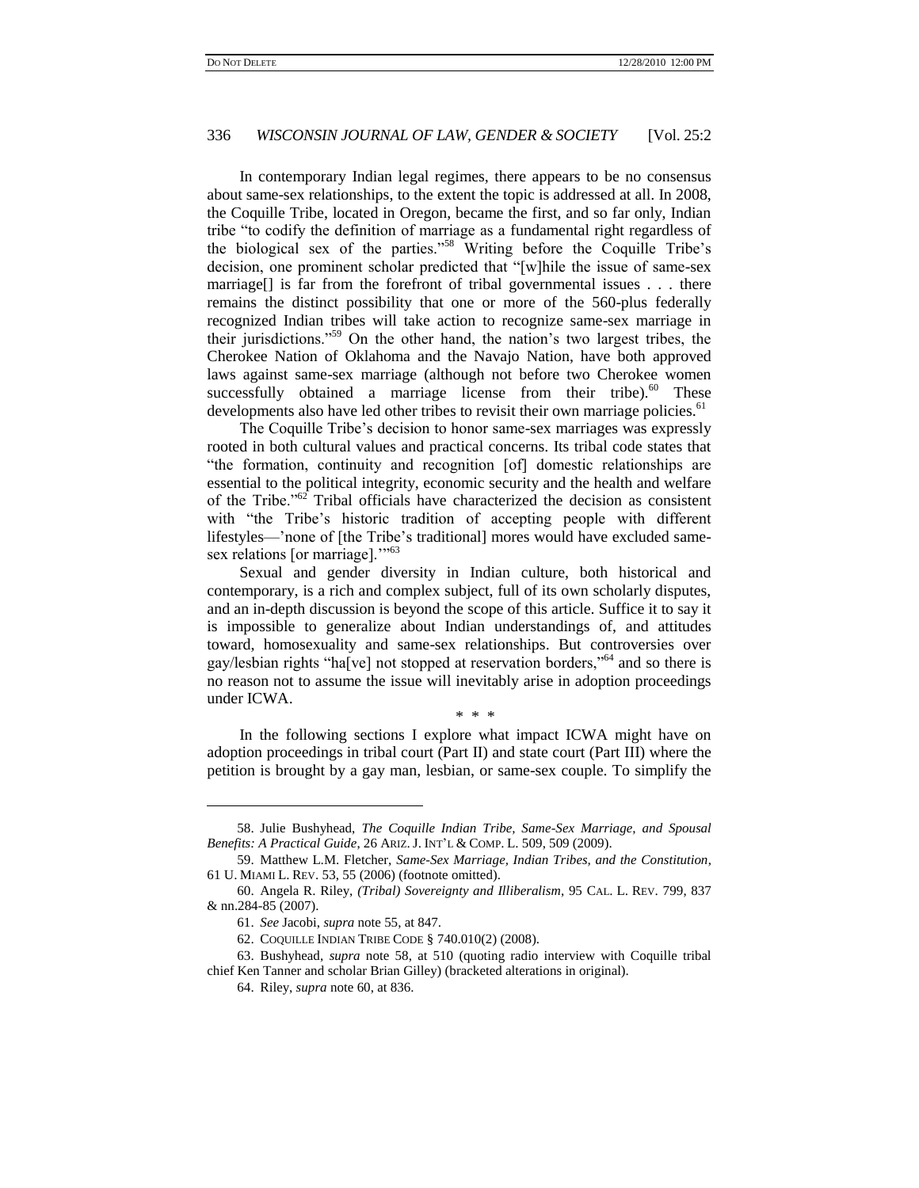In contemporary Indian legal regimes, there appears to be no consensus about same-sex relationships, to the extent the topic is addressed at all. In 2008, the Coquille Tribe, located in Oregon, became the first, and so far only, Indian tribe "to codify the definition of marriage as a fundamental right regardless of the biological sex of the parties."[58] Writing before the Coquille Tribe's decision, one prominent scholar predicted that "[w]hile the issue of same-sex marriage[] is far from the forefront of tribal governmental issues . . . there remains the distinct possibility that one or more of the 560-plus federally recognized Indian tribes will take action to recognize same-sex marriage in their jurisdictions."[59] On the other hand, the nation's two largest tribes, the Cherokee Nation of Oklahoma and the Navajo Nation, have both approved laws against same-sex marriage (although not before two Cherokee women successfully obtained a marriage license from their tribe).[60] These developments also have led other tribes to revisit their own marriage policies.[61]

The Coquille Tribe's decision to honor same-sex marriages was expressly rooted in both cultural values and practical concerns. Its tribal code states that "the formation, continuity and recognition [of] domestic relationships are essential to the political integrity, economic security and the health and welfare of the Tribe."[62] Tribal officials have characterized the decision as consistent with "the Tribe's historic tradition of accepting people with different lifestyles—'none of [the Tribe's traditional] mores would have excluded same-sex relations [or marriage].'"[63]

Sexual and gender diversity in Indian culture, both historical and contemporary, is a rich and complex subject, full of its own scholarly disputes, and an in-depth discussion is beyond the scope of this article. Suffice it to say it is impossible to generalize about Indian understandings of, and attitudes toward, homosexuality and same-sex relationships. But controversies over gay/lesbian rights "ha[ve] not stopped at reservation borders,"[64] and so there is no reason not to assume the issue will inevitably arise in adoption proceedings under ICWA.

\* \* \*

In the following sections I explore what impact ICWA might have on adoption proceedings in tribal court (Part II) and state court (Part III) where the petition is brought by a gay man, lesbian, or same-sex couple. To simplify the

---

58. Julie Bushyhead, *The Coquille Indian Tribe, Same-Sex Marriage, and Spousal Benefits: A Practical Guide*, 26 ARIZ. J. INT'L & COMP. L. 509, 509 (2009).

59. Matthew L.M. Fletcher, *Same-Sex Marriage, Indian Tribes, and the Constitution*, 61 U. MIAMI L. REV. 53, 55 (2006) (footnote omitted).

60. Angela R. Riley, *(Tribal) Sovereignty and Illiberalism*, 95 CAL. L. REV. 799, 837 & nn.284-85 (2007).

61. *See* Jacobi, *supra* note 55, at 847.

62. COQUILLE INDIAN TRIBE CODE § 740.010(2) (2008).

63. Bushyhead, *supra* note 58, at 510 (quoting radio interview with Coquille tribal chief Ken Tanner and scholar Brian Gilley) (bracketed alterations in original).

64. Riley, *supra* note 60, at 836.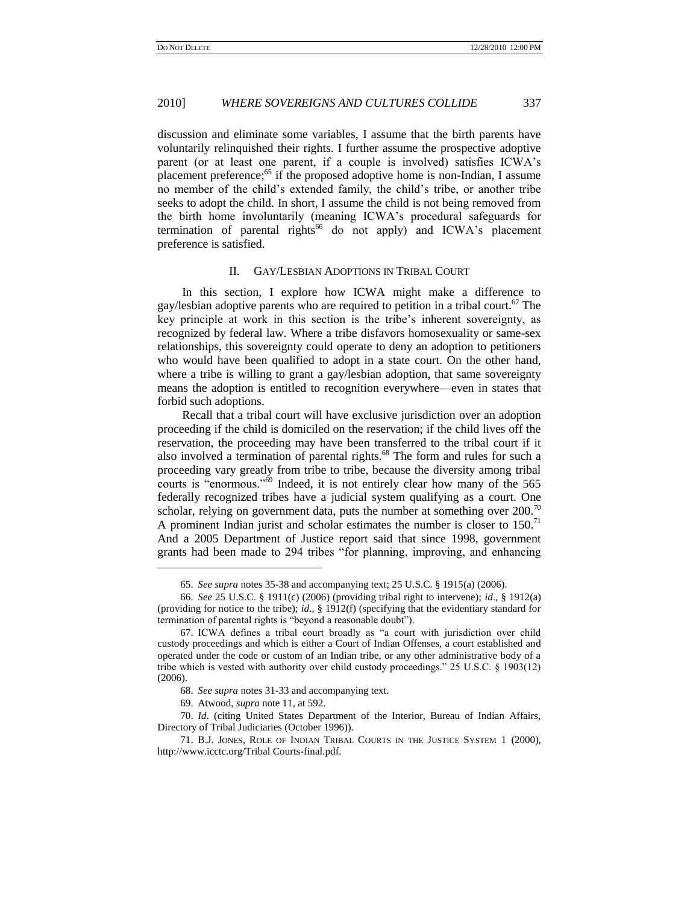discussion and eliminate some variables, I assume that the birth parents have voluntarily relinquished their rights. I further assume the prospective adoptive parent (or at least one parent, if a couple is involved) satisfies ICWA's placement preference;[65] if the proposed adoptive home is non-Indian, I assume no member of the child's extended family, the child's tribe, or another tribe seeks to adopt the child. In short, I assume the child is not being removed from the birth home involuntarily (meaning ICWA's procedural safeguards for termination of parental rights[66] do not apply) and ICWA's placement preference is satisfied.

## II. GAY/LESBIAN ADOPTIONS IN TRIBAL COURT

In this section, I explore how ICWA might make a difference to gay/lesbian adoptive parents who are required to petition in a tribal court.[67] The key principle at work in this section is the tribe's inherent sovereignty, as recognized by federal law. Where a tribe disfavors homosexuality or same-sex relationships, this sovereignty could operate to deny an adoption to petitioners who would have been qualified to adopt in a state court. On the other hand, where a tribe is willing to grant a gay/lesbian adoption, that same sovereignty means the adoption is entitled to recognition everywhere—even in states that forbid such adoptions.

Recall that a tribal court will have exclusive jurisdiction over an adoption proceeding if the child is domiciled on the reservation; if the child lives off the reservation, the proceeding may have been transferred to the tribal court if it also involved a termination of parental rights.[68] The form and rules for such a proceeding vary greatly from tribe to tribe, because the diversity among tribal courts is "enormous."[69] Indeed, it is not entirely clear how many of the 565 federally recognized tribes have a judicial system qualifying as a court. One scholar, relying on government data, puts the number at something over 200.[70] A prominent Indian jurist and scholar estimates the number is closer to 150.[71] And a 2005 Department of Justice report said that since 1998, government grants had been made to 294 tribes "for planning, improving, and enhancing

---

65. *See supra* notes 35-38 and accompanying text; 25 U.S.C. § 1915(a) (2006).

66. *See* 25 U.S.C. § 1911(c) (2006) (providing tribal right to intervene); *id*., § 1912(a) (providing for notice to the tribe); *id*., § 1912(f) (specifying that the evidentiary standard for termination of parental rights is "beyond a reasonable doubt").

67. ICWA defines a tribal court broadly as "a court with jurisdiction over child custody proceedings and which is either a Court of Indian Offenses, a court established and operated under the code or custom of an Indian tribe, or any other administrative body of a tribe which is vested with authority over child custody proceedings." 25 U.S.C. § 1903(12) (2006).

68. *See supra* notes 31-33 and accompanying text.

69. Atwood, *supra* note 11, at 592.

70. *Id*. (citing United States Department of the Interior, Bureau of Indian Affairs, Directory of Tribal Judiciaries (October 1996)).

71. B.J. JONES, ROLE OF INDIAN TRIBAL COURTS IN THE JUSTICE SYSTEM 1 (2000), http://www.icctc.org/Tribal Courts-final.pdf.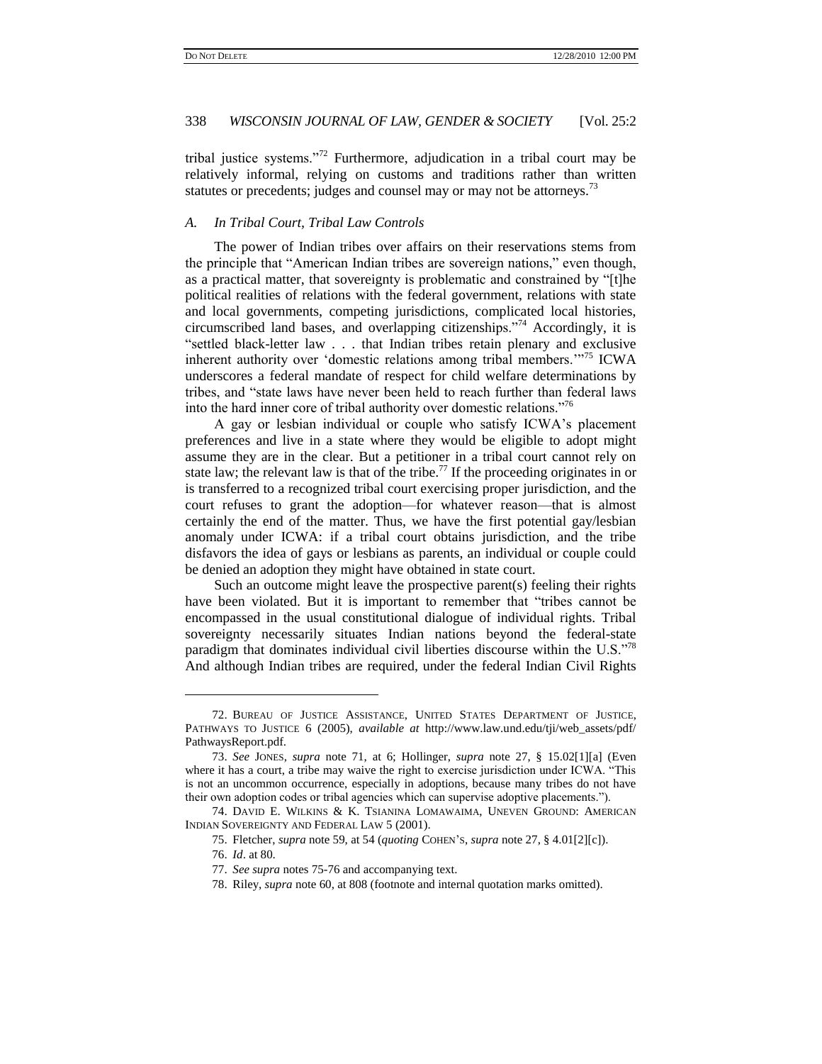tribal justice systems."[72] Furthermore, adjudication in a tribal court may be relatively informal, relying on customs and traditions rather than written statutes or precedents; judges and counsel may or may not be attorneys.[73]

### *A. In Tribal Court, Tribal Law Controls*

The power of Indian tribes over affairs on their reservations stems from the principle that "American Indian tribes are sovereign nations," even though, as a practical matter, that sovereignty is problematic and constrained by "[t]he political realities of relations with the federal government, relations with state and local governments, competing jurisdictions, complicated local histories, circumscribed land bases, and overlapping citizenships."[74] Accordingly, it is "settled black-letter law . . . that Indian tribes retain plenary and exclusive inherent authority over 'domestic relations among tribal members.'"[75] ICWA underscores a federal mandate of respect for child welfare determinations by tribes, and "state laws have never been held to reach further than federal laws into the hard inner core of tribal authority over domestic relations."[76]

A gay or lesbian individual or couple who satisfy ICWA's placement preferences and live in a state where they would be eligible to adopt might assume they are in the clear. But a petitioner in a tribal court cannot rely on state law; the relevant law is that of the tribe.[77] If the proceeding originates in or is transferred to a recognized tribal court exercising proper jurisdiction, and the court refuses to grant the adoption—for whatever reason—that is almost certainly the end of the matter. Thus, we have the first potential gay/lesbian anomaly under ICWA: if a tribal court obtains jurisdiction, and the tribe disfavors the idea of gays or lesbians as parents, an individual or couple could be denied an adoption they might have obtained in state court.

Such an outcome might leave the prospective parent(s) feeling their rights have been violated. But it is important to remember that "tribes cannot be encompassed in the usual constitutional dialogue of individual rights. Tribal sovereignty necessarily situates Indian nations beyond the federal-state paradigm that dominates individual civil liberties discourse within the U.S."[78] And although Indian tribes are required, under the federal Indian Civil Rights

---

72. BUREAU OF JUSTICE ASSISTANCE, UNITED STATES DEPARTMENT OF JUSTICE, PATHWAYS TO JUSTICE 6 (2005), *available at* http://www.law.und.edu/tji/web_assets/pdf/PathwaysReport.pdf.

73. *See* JONES, *supra* note 71, at 6; Hollinger, *supra* note 27, § 15.02[1][a] (Even where it has a court, a tribe may waive the right to exercise jurisdiction under ICWA. "This is not an uncommon occurrence, especially in adoptions, because many tribes do not have their own adoption codes or tribal agencies which can supervise adoptive placements.").

74. DAVID E. WILKINS & K. TSIANINA LOMAWAIMA, UNEVEN GROUND: AMERICAN INDIAN SOVEREIGNTY AND FEDERAL LAW 5 (2001).

75. Fletcher, *supra* note 59, at 54 (*quoting* COHEN'S, *supra* note 27, § 4.01[2][c]).

76. *Id*. at 80.

77. *See supra* notes 75-76 and accompanying text.

78. Riley, *supra* note 60, at 808 (footnote and internal quotation marks omitted).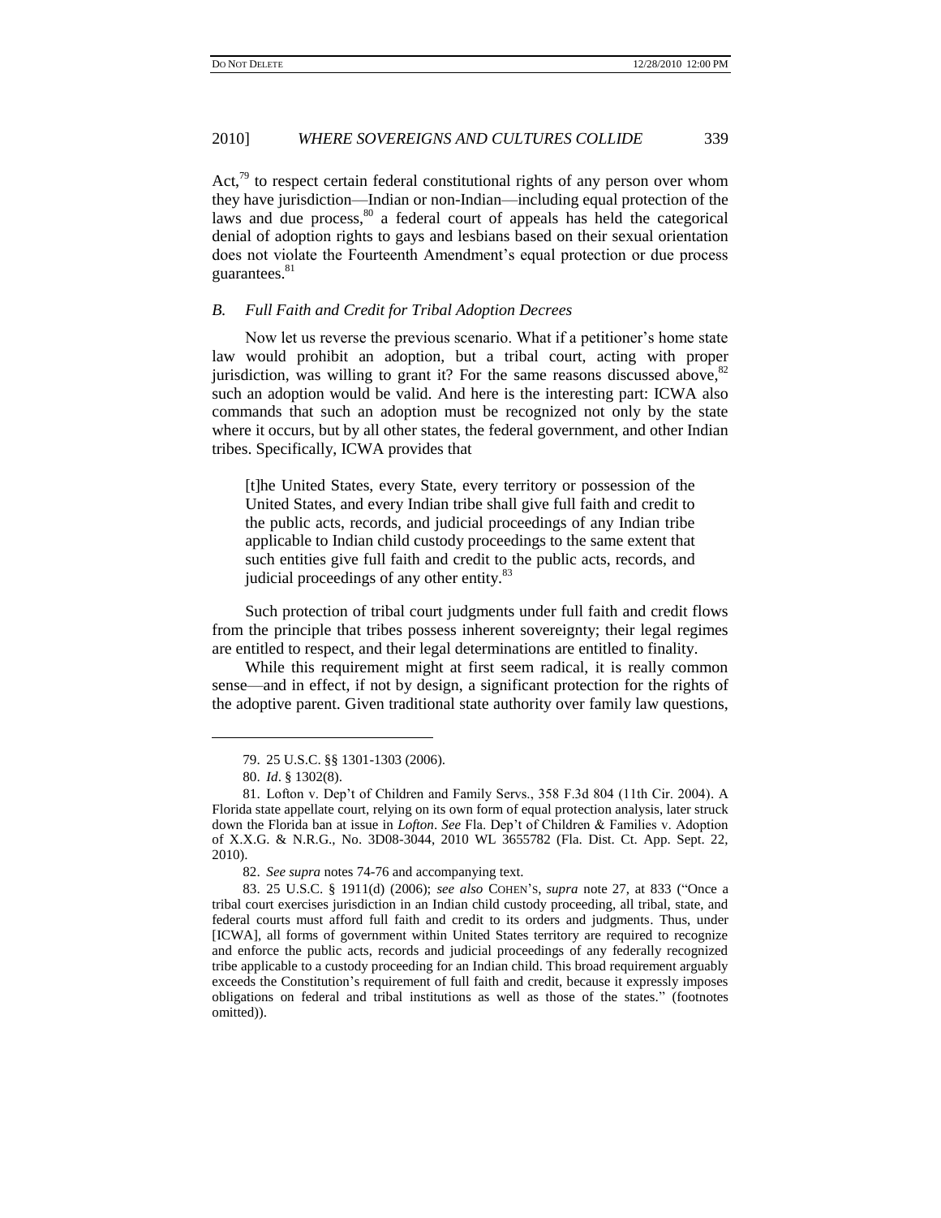Act,[79] to respect certain federal constitutional rights of any person over whom they have jurisdiction—Indian or non-Indian—including equal protection of the laws and due process,[80] a federal court of appeals has held the categorical denial of adoption rights to gays and lesbians based on their sexual orientation does not violate the Fourteenth Amendment's equal protection or due process guarantees.[81]

### *B. Full Faith and Credit for Tribal Adoption Decrees*

Now let us reverse the previous scenario. What if a petitioner's home state law would prohibit an adoption, but a tribal court, acting with proper jurisdiction, was willing to grant it? For the same reasons discussed above,[82] such an adoption would be valid. And here is the interesting part: ICWA also commands that such an adoption must be recognized not only by the state where it occurs, but by all other states, the federal government, and other Indian tribes. Specifically, ICWA provides that

> [t]he United States, every State, every territory or possession of the United States, and every Indian tribe shall give full faith and credit to the public acts, records, and judicial proceedings of any Indian tribe applicable to Indian child custody proceedings to the same extent that such entities give full faith and credit to the public acts, records, and judicial proceedings of any other entity.[83]

Such protection of tribal court judgments under full faith and credit flows from the principle that tribes possess inherent sovereignty; their legal regimes are entitled to respect, and their legal determinations are entitled to finality.

While this requirement might at first seem radical, it is really common sense—and in effect, if not by design, a significant protection for the rights of the adoptive parent. Given traditional state authority over family law questions,

---

79. 25 U.S.C. §§ 1301-1303 (2006).

80. *Id*. § 1302(8).

81. Lofton v. Dep't of Children and Family Servs., 358 F.3d 804 (11th Cir. 2004). A Florida state appellate court, relying on its own form of equal protection analysis, later struck down the Florida ban at issue in *Lofton*. *See* Fla. Dep't of Children & Families v. Adoption of X.X.G. & N.R.G., No. 3D08-3044, 2010 WL 3655782 (Fla. Dist. Ct. App. Sept. 22, 2010).

82. *See supra* notes 74-76 and accompanying text.

83. 25 U.S.C. § 1911(d) (2006); *see also* COHEN'S, *supra* note 27, at 833 ("Once a tribal court exercises jurisdiction in an Indian child custody proceeding, all tribal, state, and federal courts must afford full faith and credit to its orders and judgments. Thus, under [ICWA], all forms of government within United States territory are required to recognize and enforce the public acts, records and judicial proceedings of any federally recognized tribe applicable to a custody proceeding for an Indian child. This broad requirement arguably exceeds the Constitution's requirement of full faith and credit, because it expressly imposes obligations on federal and tribal institutions as well as those of the states." (footnotes omitted)).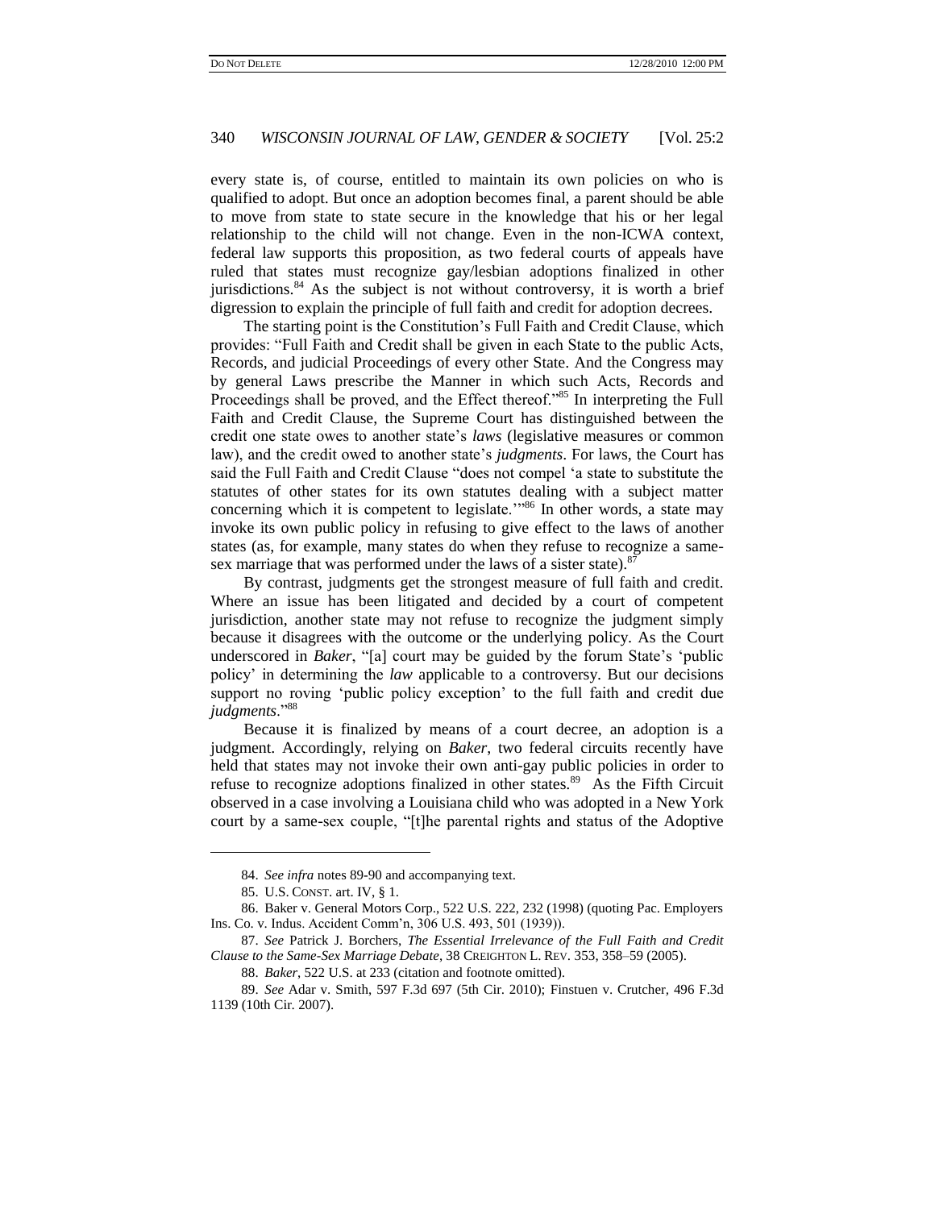every state is, of course, entitled to maintain its own policies on who is qualified to adopt. But once an adoption becomes final, a parent should be able to move from state to state secure in the knowledge that his or her legal relationship to the child will not change. Even in the non-ICWA context, federal law supports this proposition, as two federal courts of appeals have ruled that states must recognize gay/lesbian adoptions finalized in other jurisdictions.[84] As the subject is not without controversy, it is worth a brief digression to explain the principle of full faith and credit for adoption decrees.

The starting point is the Constitution's Full Faith and Credit Clause, which provides: "Full Faith and Credit shall be given in each State to the public Acts, Records, and judicial Proceedings of every other State. And the Congress may by general Laws prescribe the Manner in which such Acts, Records and Proceedings shall be proved, and the Effect thereof."[85] In interpreting the Full Faith and Credit Clause, the Supreme Court has distinguished between the credit one state owes to another state's *laws* (legislative measures or common law), and the credit owed to another state's *judgments*. For laws, the Court has said the Full Faith and Credit Clause "does not compel 'a state to substitute the statutes of other states for its own statutes dealing with a subject matter concerning which it is competent to legislate.'"[86] In other words, a state may invoke its own public policy in refusing to give effect to the laws of another states (as, for example, many states do when they refuse to recognize a same-sex marriage that was performed under the laws of a sister state).[87]

By contrast, judgments get the strongest measure of full faith and credit. Where an issue has been litigated and decided by a court of competent jurisdiction, another state may not refuse to recognize the judgment simply because it disagrees with the outcome or the underlying policy. As the Court underscored in *Baker*, "[a] court may be guided by the forum State's 'public policy' in determining the *law* applicable to a controversy. But our decisions support no roving 'public policy exception' to the full faith and credit due *judgments*."[88]

Because it is finalized by means of a court decree, an adoption is a judgment. Accordingly, relying on *Baker*, two federal circuits recently have held that states may not invoke their own anti-gay public policies in order to refuse to recognize adoptions finalized in other states.[89] As the Fifth Circuit observed in a case involving a Louisiana child who was adopted in a New York court by a same-sex couple, "[t]he parental rights and status of the Adoptive

---

84. *See infra* notes 89-90 and accompanying text.

85. U.S. CONST. art. IV, § 1.

86. Baker v. General Motors Corp., 522 U.S. 222, 232 (1998) (quoting Pac. Employers Ins. Co. v. Indus. Accident Comm'n, 306 U.S. 493, 501 (1939)).

87. *See* Patrick J. Borchers, *The Essential Irrelevance of the Full Faith and Credit Clause to the Same-Sex Marriage Debate*, 38 CREIGHTON L. REV. 353, 358–59 (2005).

88. *Baker*, 522 U.S. at 233 (citation and footnote omitted).

89. *See* Adar v. Smith, 597 F.3d 697 (5th Cir. 2010); Finstuen v. Crutcher, 496 F.3d 1139 (10th Cir. 2007).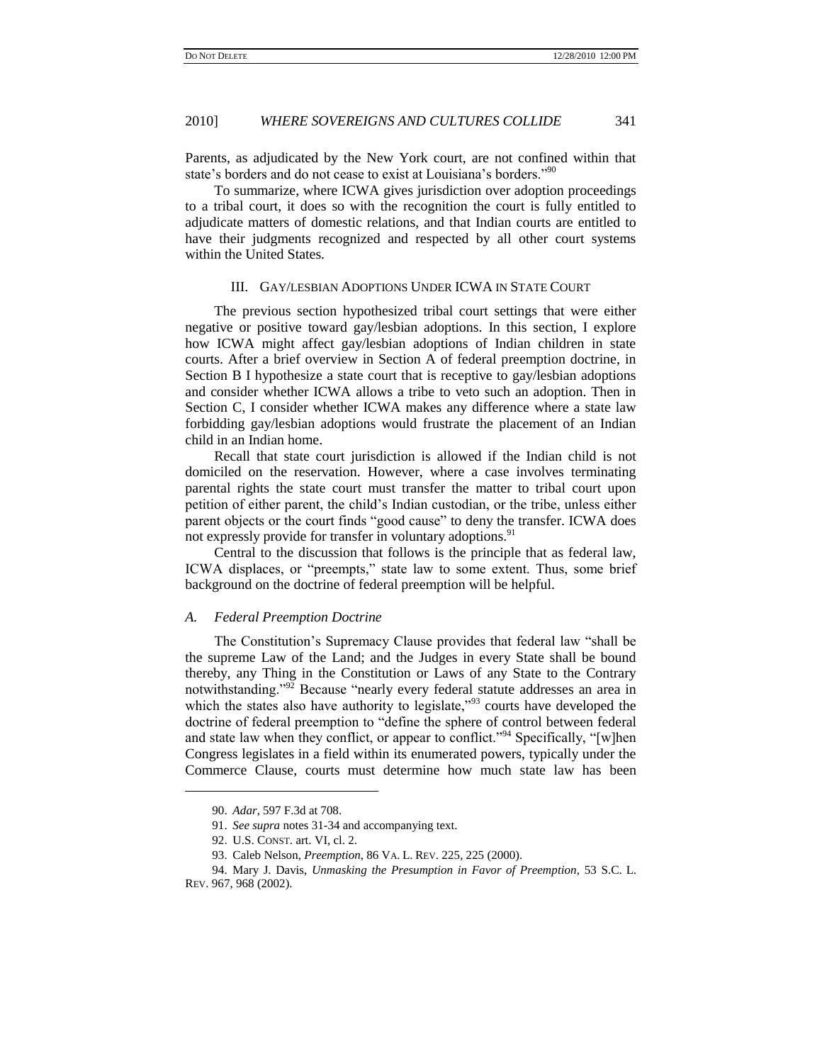Parents, as adjudicated by the New York court, are not confined within that state's borders and do not cease to exist at Louisiana's borders."[90]

To summarize, where ICWA gives jurisdiction over adoption proceedings to a tribal court, it does so with the recognition the court is fully entitled to adjudicate matters of domestic relations, and that Indian courts are entitled to have their judgments recognized and respected by all other court systems within the United States.

## III. Gay/Lesbian Adoptions Under ICWA in State Court

The previous section hypothesized tribal court settings that were either negative or positive toward gay/lesbian adoptions. In this section, I explore how ICWA might affect gay/lesbian adoptions of Indian children in state courts. After a brief overview in Section A of federal preemption doctrine, in Section B I hypothesize a state court that is receptive to gay/lesbian adoptions and consider whether ICWA allows a tribe to veto such an adoption. Then in Section C, I consider whether ICWA makes any difference where a state law forbidding gay/lesbian adoptions would frustrate the placement of an Indian child in an Indian home.

Recall that state court jurisdiction is allowed if the Indian child is not domiciled on the reservation. However, where a case involves terminating parental rights the state court must transfer the matter to tribal court upon petition of either parent, the child's Indian custodian, or the tribe, unless either parent objects or the court finds "good cause" to deny the transfer. ICWA does not expressly provide for transfer in voluntary adoptions.[91]

Central to the discussion that follows is the principle that as federal law, ICWA displaces, or "preempts," state law to some extent. Thus, some brief background on the doctrine of federal preemption will be helpful.

### *A. Federal Preemption Doctrine*

The Constitution's Supremacy Clause provides that federal law "shall be the supreme Law of the Land; and the Judges in every State shall be bound thereby, any Thing in the Constitution or Laws of any State to the Contrary notwithstanding."[92] Because "nearly every federal statute addresses an area in which the states also have authority to legislate,"[93] courts have developed the doctrine of federal preemption to "define the sphere of control between federal and state law when they conflict, or appear to conflict."[94] Specifically, "[w]hen Congress legislates in a field within its enumerated powers, typically under the Commerce Clause, courts must determine how much state law has been

---

90. *Adar*, 597 F.3d at 708.

91. *See supra* notes 31-34 and accompanying text.

92. U.S. CONST. art. VI, cl. 2.

93. Caleb Nelson, *Preemption*, 86 VA. L. REV. 225, 225 (2000).

94. Mary J. Davis, *Unmasking the Presumption in Favor of Preemption*, 53 S.C. L. REV. 967, 968 (2002).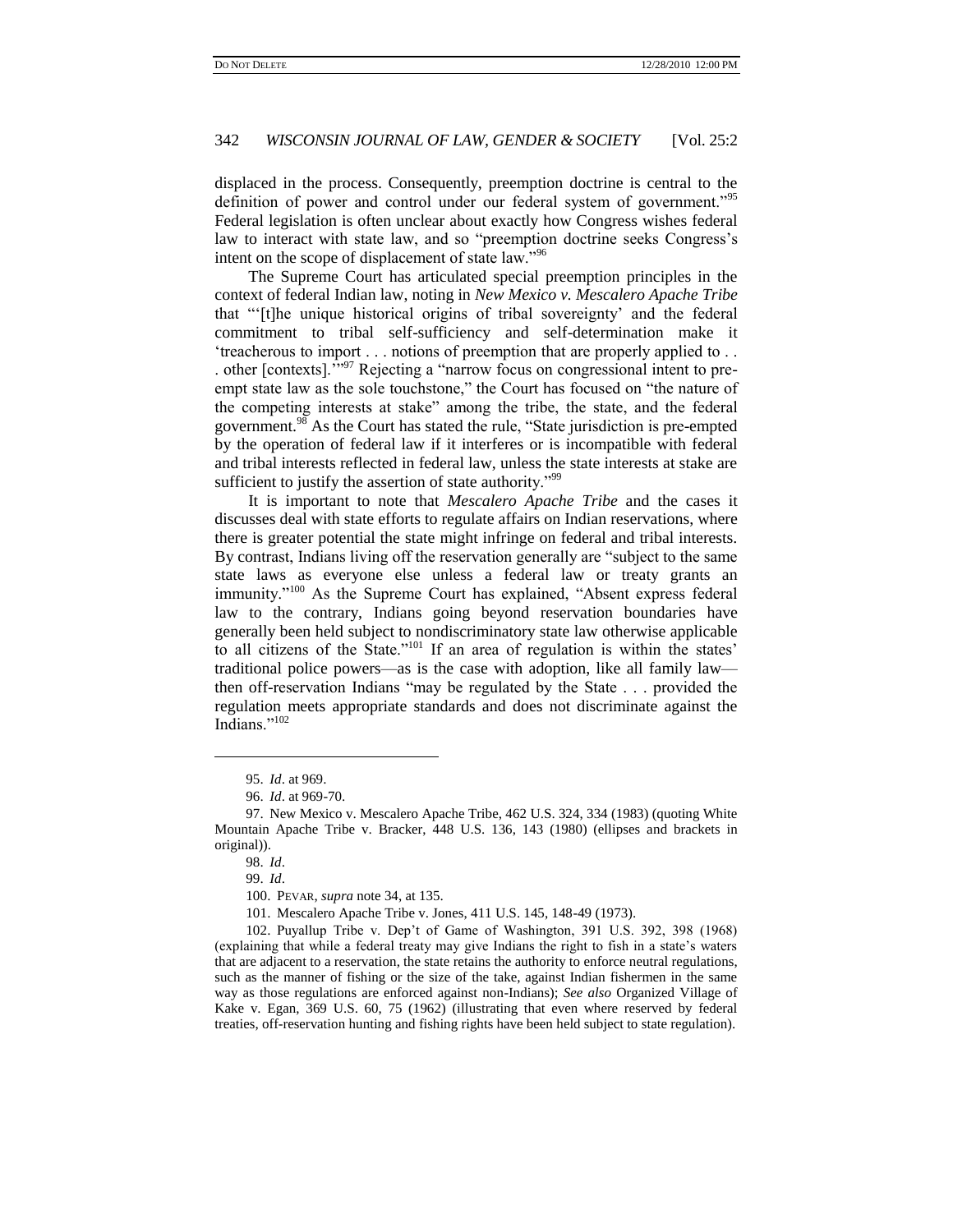displaced in the process. Consequently, preemption doctrine is central to the definition of power and control under our federal system of government."[95] Federal legislation is often unclear about exactly how Congress wishes federal law to interact with state law, and so "preemption doctrine seeks Congress's intent on the scope of displacement of state law."[96]

The Supreme Court has articulated special preemption principles in the context of federal Indian law, noting in *New Mexico v. Mescalero Apache Tribe* that "'[t]he unique historical origins of tribal sovereignty' and the federal commitment to tribal self-sufficiency and self-determination make it 'treacherous to import . . . notions of preemption that are properly applied to . . . other [contexts].'"[97] Rejecting a "narrow focus on congressional intent to pre-empt state law as the sole touchstone," the Court has focused on "the nature of the competing interests at stake" among the tribe, the state, and the federal government.[98] As the Court has stated the rule, "State jurisdiction is pre-empted by the operation of federal law if it interferes or is incompatible with federal and tribal interests reflected in federal law, unless the state interests at stake are sufficient to justify the assertion of state authority."[99]

It is important to note that *Mescalero Apache Tribe* and the cases it discusses deal with state efforts to regulate affairs on Indian reservations, where there is greater potential the state might infringe on federal and tribal interests. By contrast, Indians living off the reservation generally are "subject to the same state laws as everyone else unless a federal law or treaty grants an immunity."[100] As the Supreme Court has explained, "Absent express federal law to the contrary, Indians going beyond reservation boundaries have generally been held subject to nondiscriminatory state law otherwise applicable to all citizens of the State."[101] If an area of regulation is within the states' traditional police powers—as is the case with adoption, like all family law—then off-reservation Indians "may be regulated by the State . . . provided the regulation meets appropriate standards and does not discriminate against the Indians."[102]

---

95. *Id*. at 969.

96. *Id*. at 969-70.

97. New Mexico v. Mescalero Apache Tribe, 462 U.S. 324, 334 (1983) (quoting White Mountain Apache Tribe v. Bracker, 448 U.S. 136, 143 (1980) (ellipses and brackets in original)).

98. *Id*.

99. *Id*.

100. PEVAR, *supra* note 34, at 135.

101. Mescalero Apache Tribe v. Jones, 411 U.S. 145, 148-49 (1973).

102. Puyallup Tribe v. Dep't of Game of Washington, 391 U.S. 392, 398 (1968) (explaining that while a federal treaty may give Indians the right to fish in a state's waters that are adjacent to a reservation, the state retains the authority to enforce neutral regulations, such as the manner of fishing or the size of the take, against Indian fishermen in the same way as those regulations are enforced against non-Indians); *See also* Organized Village of Kake v. Egan, 369 U.S. 60, 75 (1962) (illustrating that even where reserved by federal treaties, off-reservation hunting and fishing rights have been held subject to state regulation).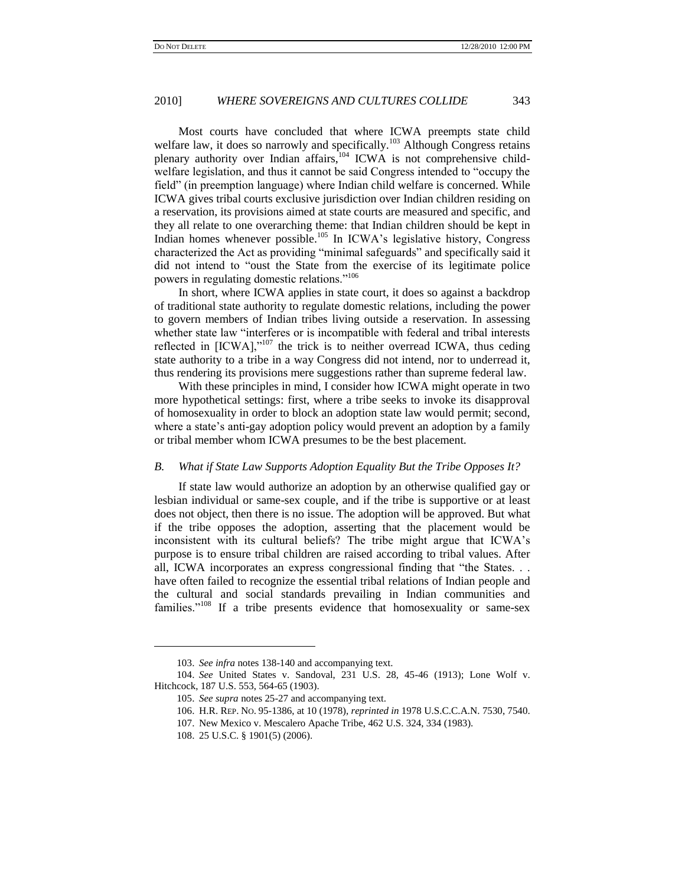Most courts have concluded that where ICWA preempts state child welfare law, it does so narrowly and specifically.[103] Although Congress retains plenary authority over Indian affairs,[104] ICWA is not comprehensive child-welfare legislation, and thus it cannot be said Congress intended to "occupy the field" (in preemption language) where Indian child welfare is concerned. While ICWA gives tribal courts exclusive jurisdiction over Indian children residing on a reservation, its provisions aimed at state courts are measured and specific, and they all relate to one overarching theme: that Indian children should be kept in Indian homes whenever possible.[105] In ICWA's legislative history, Congress characterized the Act as providing "minimal safeguards" and specifically said it did not intend to "oust the State from the exercise of its legitimate police powers in regulating domestic relations."[106]

In short, where ICWA applies in state court, it does so against a backdrop of traditional state authority to regulate domestic relations, including the power to govern members of Indian tribes living outside a reservation. In assessing whether state law "interferes or is incompatible with federal and tribal interests reflected in [ICWA],"[107] the trick is to neither overread ICWA, thus ceding state authority to a tribe in a way Congress did not intend, nor to underread it, thus rendering its provisions mere suggestions rather than supreme federal law.

With these principles in mind, I consider how ICWA might operate in two more hypothetical settings: first, where a tribe seeks to invoke its disapproval of homosexuality in order to block an adoption state law would permit; second, where a state's anti-gay adoption policy would prevent an adoption by a family or tribal member whom ICWA presumes to be the best placement.

### *B. What if State Law Supports Adoption Equality But the Tribe Opposes It?*

If state law would authorize an adoption by an otherwise qualified gay or lesbian individual or same-sex couple, and if the tribe is supportive or at least does not object, then there is no issue. The adoption will be approved. But what if the tribe opposes the adoption, asserting that the placement would be inconsistent with its cultural beliefs? The tribe might argue that ICWA's purpose is to ensure tribal children are raised according to tribal values. After all, ICWA incorporates an express congressional finding that "the States. . . have often failed to recognize the essential tribal relations of Indian people and the cultural and social standards prevailing in Indian communities and families."[108] If a tribe presents evidence that homosexuality or same-sex

---

103. *See infra* notes 138-140 and accompanying text.

104. *See* United States v. Sandoval, 231 U.S. 28, 45-46 (1913); Lone Wolf v. Hitchcock, 187 U.S. 553, 564-65 (1903).

105. *See supra* notes 25-27 and accompanying text.

106. H.R. REP. NO. 95-1386, at 10 (1978), *reprinted in* 1978 U.S.C.C.A.N. 7530, 7540.

107. New Mexico v. Mescalero Apache Tribe, 462 U.S. 324, 334 (1983).

108. 25 U.S.C. § 1901(5) (2006).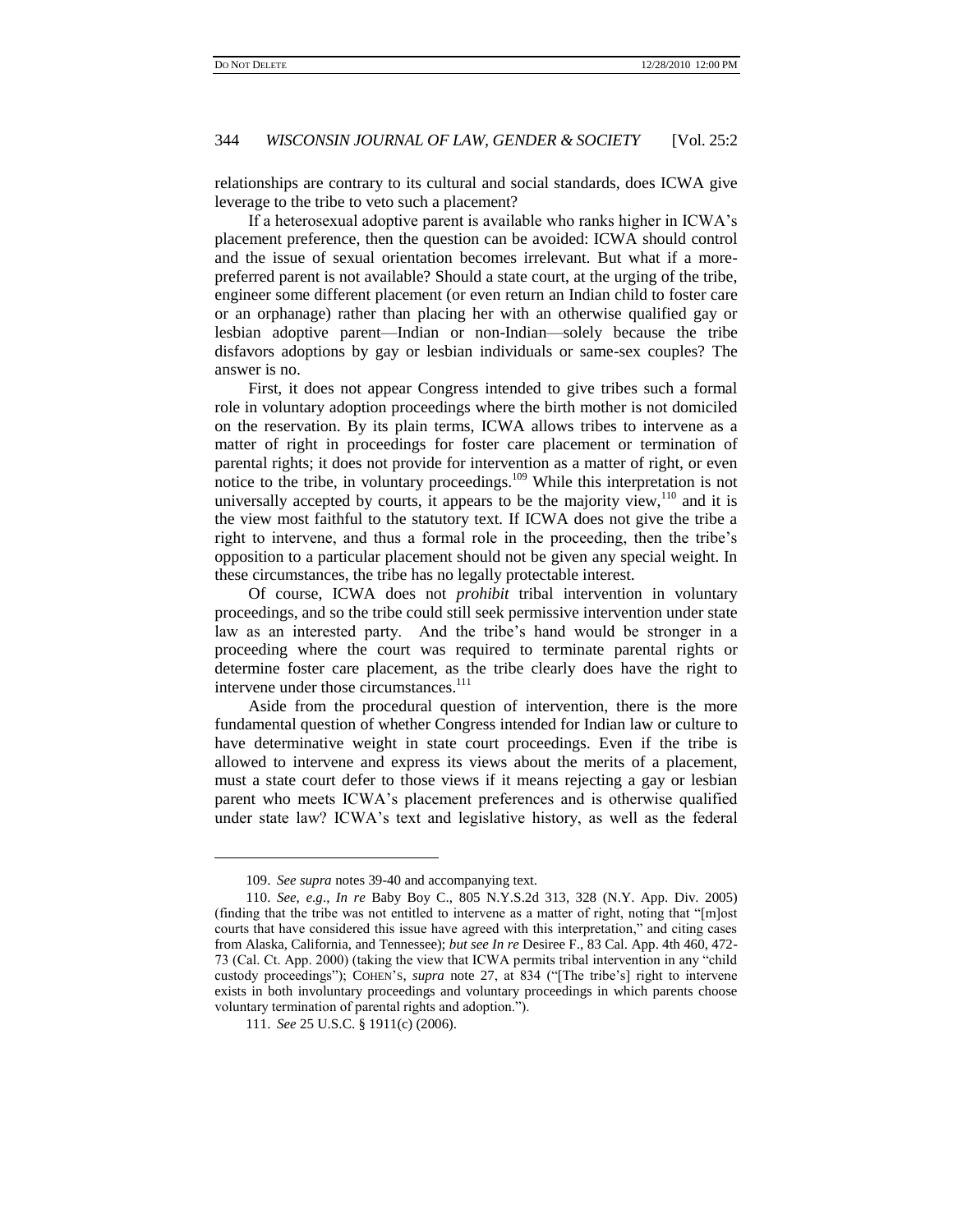relationships are contrary to its cultural and social standards, does ICWA give leverage to the tribe to veto such a placement?

If a heterosexual adoptive parent is available who ranks higher in ICWA's placement preference, then the question can be avoided: ICWA should control and the issue of sexual orientation becomes irrelevant. But what if a more-preferred parent is not available? Should a state court, at the urging of the tribe, engineer some different placement (or even return an Indian child to foster care or an orphanage) rather than placing her with an otherwise qualified gay or lesbian adoptive parent—Indian or non-Indian—solely because the tribe disfavors adoptions by gay or lesbian individuals or same-sex couples? The answer is no.

First, it does not appear Congress intended to give tribes such a formal role in voluntary adoption proceedings where the birth mother is not domiciled on the reservation. By its plain terms, ICWA allows tribes to intervene as a matter of right in proceedings for foster care placement or termination of parental rights; it does not provide for intervention as a matter of right, or even notice to the tribe, in voluntary proceedings.[109] While this interpretation is not universally accepted by courts, it appears to be the majority view,[110] and it is the view most faithful to the statutory text. If ICWA does not give the tribe a right to intervene, and thus a formal role in the proceeding, then the tribe's opposition to a particular placement should not be given any special weight. In these circumstances, the tribe has no legally protectable interest.

Of course, ICWA does not *prohibit* tribal intervention in voluntary proceedings, and so the tribe could still seek permissive intervention under state law as an interested party. And the tribe's hand would be stronger in a proceeding where the court was required to terminate parental rights or determine foster care placement, as the tribe clearly does have the right to intervene under those circumstances.[111]

Aside from the procedural question of intervention, there is the more fundamental question of whether Congress intended for Indian law or culture to have determinative weight in state court proceedings. Even if the tribe is allowed to intervene and express its views about the merits of a placement, must a state court defer to those views if it means rejecting a gay or lesbian parent who meets ICWA's placement preferences and is otherwise qualified under state law? ICWA's text and legislative history, as well as the federal

---

109. *See supra* notes 39-40 and accompanying text.

110. *See, e.g.*, *In re* Baby Boy C., 805 N.Y.S.2d 313, 328 (N.Y. App. Div. 2005) (finding that the tribe was not entitled to intervene as a matter of right, noting that "[m]ost courts that have considered this issue have agreed with this interpretation," and citing cases from Alaska, California, and Tennessee); *but see In re* Desiree F., 83 Cal. App. 4th 460, 472-73 (Cal. Ct. App. 2000) (taking the view that ICWA permits tribal intervention in any "child custody proceedings"); COHEN'S, *supra* note 27, at 834 ("[The tribe's] right to intervene exists in both involuntary proceedings and voluntary proceedings in which parents choose voluntary termination of parental rights and adoption.").

111. *See* 25 U.S.C. § 1911(c) (2006).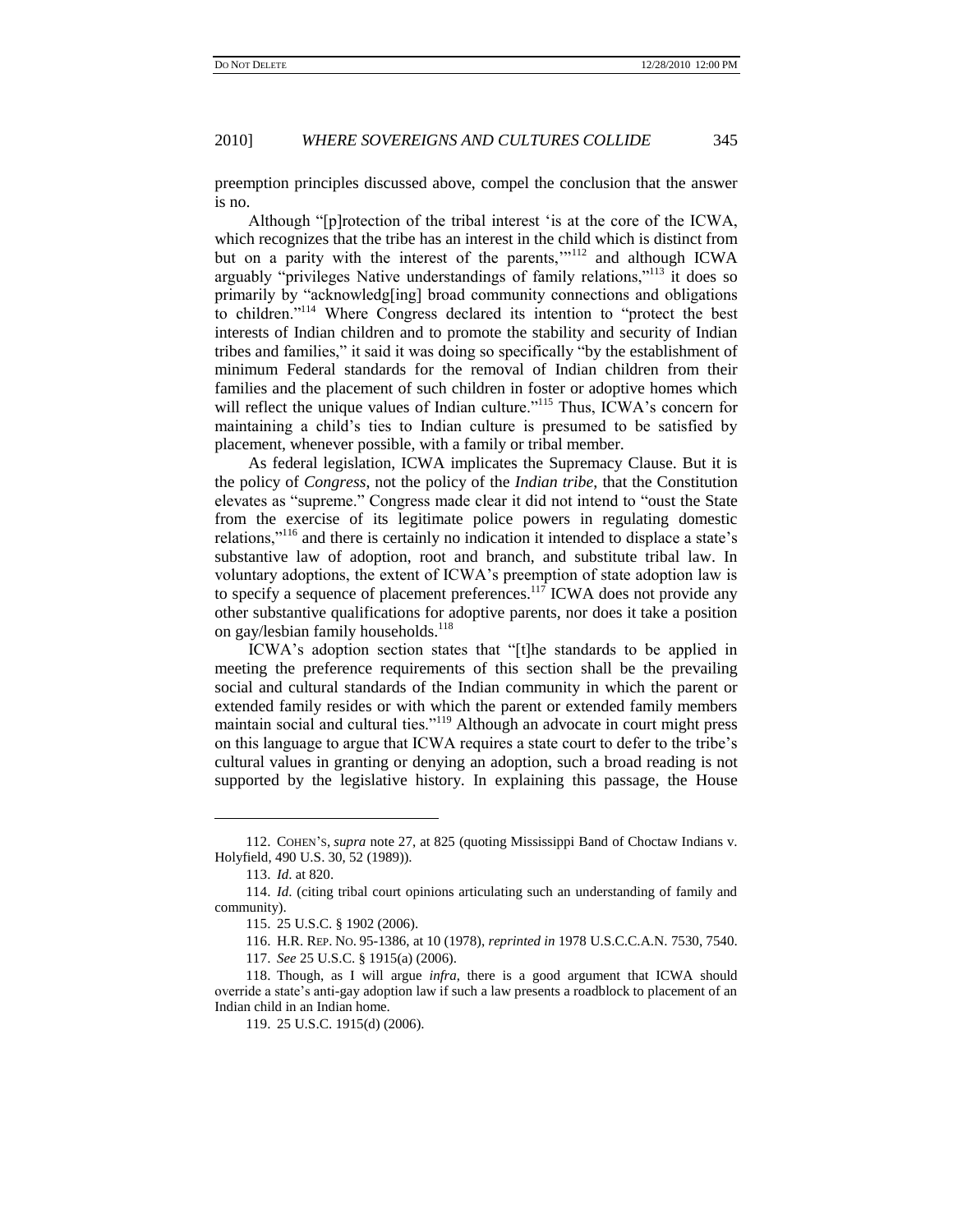preemption principles discussed above, compel the conclusion that the answer is no.

Although "[p]rotection of the tribal interest 'is at the core of the ICWA, which recognizes that the tribe has an interest in the child which is distinct from but on a parity with the interest of the parents,'"[112] and although ICWA arguably "privileges Native understandings of family relations,"[113] it does so primarily by "acknowledg[ing] broad community connections and obligations to children."[114] Where Congress declared its intention to "protect the best interests of Indian children and to promote the stability and security of Indian tribes and families," it said it was doing so specifically "by the establishment of minimum Federal standards for the removal of Indian children from their families and the placement of such children in foster or adoptive homes which will reflect the unique values of Indian culture."[115] Thus, ICWA's concern for maintaining a child's ties to Indian culture is presumed to be satisfied by placement, whenever possible, with a family or tribal member.

As federal legislation, ICWA implicates the Supremacy Clause. But it is the policy of *Congress*, not the policy of the *Indian tribe*, that the Constitution elevates as "supreme." Congress made clear it did not intend to "oust the State from the exercise of its legitimate police powers in regulating domestic relations,"[116] and there is certainly no indication it intended to displace a state's substantive law of adoption, root and branch, and substitute tribal law. In voluntary adoptions, the extent of ICWA's preemption of state adoption law is to specify a sequence of placement preferences.[117] ICWA does not provide any other substantive qualifications for adoptive parents, nor does it take a position on gay/lesbian family households.[118]

ICWA's adoption section states that "[t]he standards to be applied in meeting the preference requirements of this section shall be the prevailing social and cultural standards of the Indian community in which the parent or extended family resides or with which the parent or extended family members maintain social and cultural ties."[119] Although an advocate in court might press on this language to argue that ICWA requires a state court to defer to the tribe's cultural values in granting or denying an adoption, such a broad reading is not supported by the legislative history. In explaining this passage, the House

---

112. COHEN'S, *supra* note 27, at 825 (quoting Mississippi Band of Choctaw Indians v. Holyfield, 490 U.S. 30, 52 (1989)).

113. *Id.* at 820.

114. *Id.* (citing tribal court opinions articulating such an understanding of family and community).

115. 25 U.S.C. § 1902 (2006).

116. H.R. REP. NO. 95-1386, at 10 (1978), *reprinted in* 1978 U.S.C.C.A.N. 7530, 7540.

117. *See* 25 U.S.C. § 1915(a) (2006).

118. Though, as I will argue *infra*, there is a good argument that ICWA should override a state's anti-gay adoption law if such a law presents a roadblock to placement of an Indian child in an Indian home.

119. 25 U.S.C. 1915(d) (2006).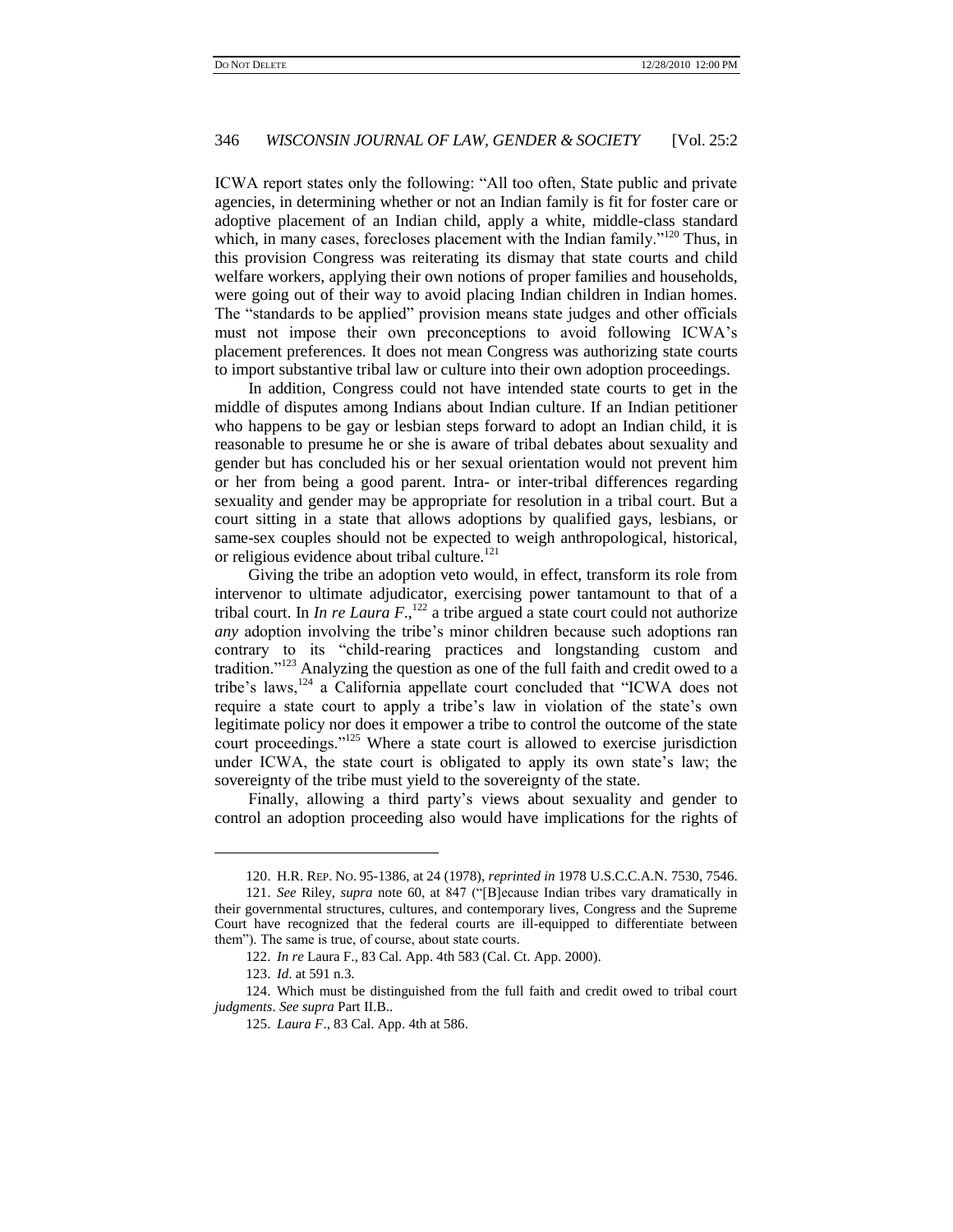ICWA report states only the following: "All too often, State public and private agencies, in determining whether or not an Indian family is fit for foster care or adoptive placement of an Indian child, apply a white, middle-class standard which, in many cases, forecloses placement with the Indian family."[120] Thus, in this provision Congress was reiterating its dismay that state courts and child welfare workers, applying their own notions of proper families and households, were going out of their way to avoid placing Indian children in Indian homes. The "standards to be applied" provision means state judges and other officials must not impose their own preconceptions to avoid following ICWA's placement preferences. It does not mean Congress was authorizing state courts to import substantive tribal law or culture into their own adoption proceedings.

In addition, Congress could not have intended state courts to get in the middle of disputes among Indians about Indian culture. If an Indian petitioner who happens to be gay or lesbian steps forward to adopt an Indian child, it is reasonable to presume he or she is aware of tribal debates about sexuality and gender but has concluded his or her sexual orientation would not prevent him or her from being a good parent. Intra- or inter-tribal differences regarding sexuality and gender may be appropriate for resolution in a tribal court. But a court sitting in a state that allows adoptions by qualified gays, lesbians, or same-sex couples should not be expected to weigh anthropological, historical, or religious evidence about tribal culture.[121]

Giving the tribe an adoption veto would, in effect, transform its role from intervenor to ultimate adjudicator, exercising power tantamount to that of a tribal court. In *In re Laura F.*,[122] a tribe argued a state court could not authorize *any* adoption involving the tribe's minor children because such adoptions ran contrary to its "child-rearing practices and longstanding custom and tradition."[123] Analyzing the question as one of the full faith and credit owed to a tribe's laws,[124] a California appellate court concluded that "ICWA does not require a state court to apply a tribe's law in violation of the state's own legitimate policy nor does it empower a tribe to control the outcome of the state court proceedings."[125] Where a state court is allowed to exercise jurisdiction under ICWA, the state court is obligated to apply its own state's law; the sovereignty of the tribe must yield to the sovereignty of the state.

Finally, allowing a third party's views about sexuality and gender to control an adoption proceeding also would have implications for the rights of

---

120. H.R. REP. NO. 95-1386, at 24 (1978), *reprinted in* 1978 U.S.C.C.A.N. 7530, 7546.

121. *See* Riley, *supra* note 60, at 847 ("[B]ecause Indian tribes vary dramatically in their governmental structures, cultures, and contemporary lives, Congress and the Supreme Court have recognized that the federal courts are ill-equipped to differentiate between them"). The same is true, of course, about state courts.

122. *In re* Laura F., 83 Cal. App. 4th 583 (Cal. Ct. App. 2000).

123. *Id.* at 591 n.3.

124. Which must be distinguished from the full faith and credit owed to tribal court *judgments*. *See supra* Part II.B..

125. *Laura F.*, 83 Cal. App. 4th at 586.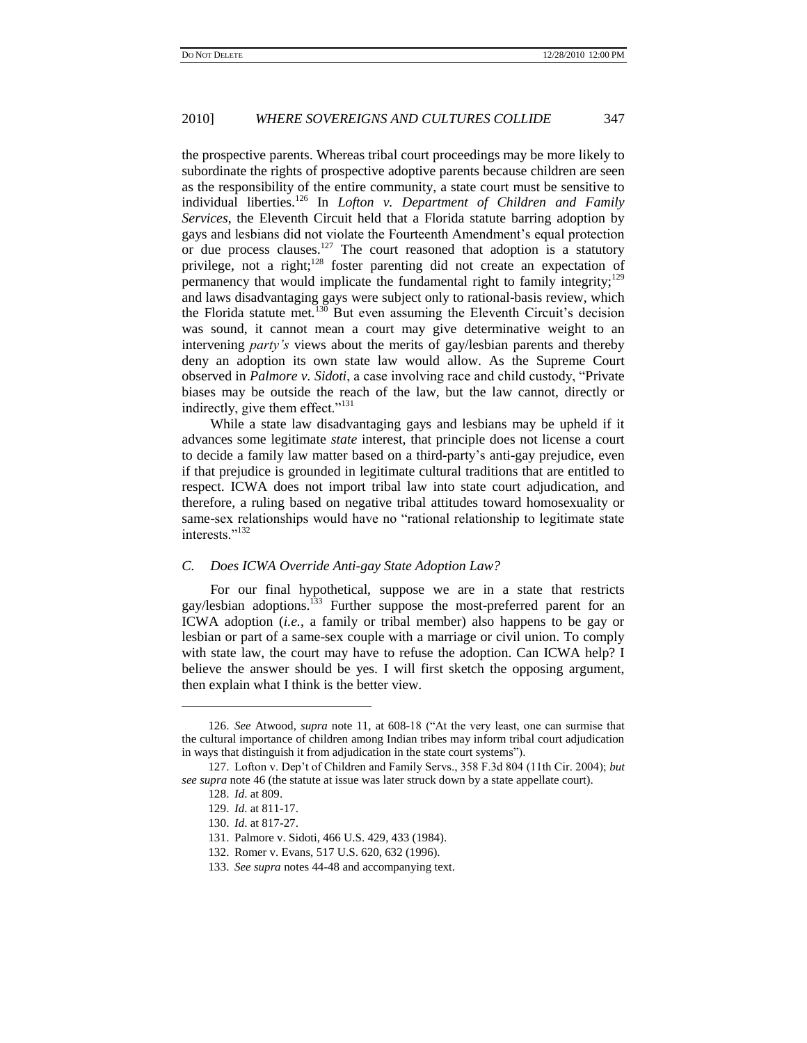the prospective parents. Whereas tribal court proceedings may be more likely to subordinate the rights of prospective adoptive parents because children are seen as the responsibility of the entire community, a state court must be sensitive to individual liberties.[126] In *Lofton v. Department of Children and Family Services*, the Eleventh Circuit held that a Florida statute barring adoption by gays and lesbians did not violate the Fourteenth Amendment's equal protection or due process clauses.[127] The court reasoned that adoption is a statutory privilege, not a right;[128] foster parenting did not create an expectation of permanency that would implicate the fundamental right to family integrity;[129] and laws disadvantaging gays were subject only to rational-basis review, which the Florida statute met.[130] But even assuming the Eleventh Circuit's decision was sound, it cannot mean a court may give determinative weight to an intervening *party's* views about the merits of gay/lesbian parents and thereby deny an adoption its own state law would allow. As the Supreme Court observed in *Palmore v. Sidoti*, a case involving race and child custody, "Private biases may be outside the reach of the law, but the law cannot, directly or indirectly, give them effect."[131]

While a state law disadvantaging gays and lesbians may be upheld if it advances some legitimate *state* interest, that principle does not license a court to decide a family law matter based on a third-party's anti-gay prejudice, even if that prejudice is grounded in legitimate cultural traditions that are entitled to respect. ICWA does not import tribal law into state court adjudication, and therefore, a ruling based on negative tribal attitudes toward homosexuality or same-sex relationships would have no "rational relationship to legitimate state interests."[132]

### *C. Does ICWA Override Anti-gay State Adoption Law?*

For our final hypothetical, suppose we are in a state that restricts gay/lesbian adoptions.[133] Further suppose the most-preferred parent for an ICWA adoption (*i.e.*, a family or tribal member) also happens to be gay or lesbian or part of a same-sex couple with a marriage or civil union. To comply with state law, the court may have to refuse the adoption. Can ICWA help? I believe the answer should be yes. I will first sketch the opposing argument, then explain what I think is the better view.

---

126. *See* Atwood, *supra* note 11, at 608-18 ("At the very least, one can surmise that the cultural importance of children among Indian tribes may inform tribal court adjudication in ways that distinguish it from adjudication in the state court systems").

127. Lofton v. Dep't of Children and Family Servs., 358 F.3d 804 (11th Cir. 2004); *but see supra* note 46 (the statute at issue was later struck down by a state appellate court).

128. *Id.* at 809.

129. *Id.* at 811-17.

130. *Id.* at 817-27.

131. Palmore v. Sidoti, 466 U.S. 429, 433 (1984).

132. Romer v. Evans, 517 U.S. 620, 632 (1996).

133. *See supra* notes 44-48 and accompanying text.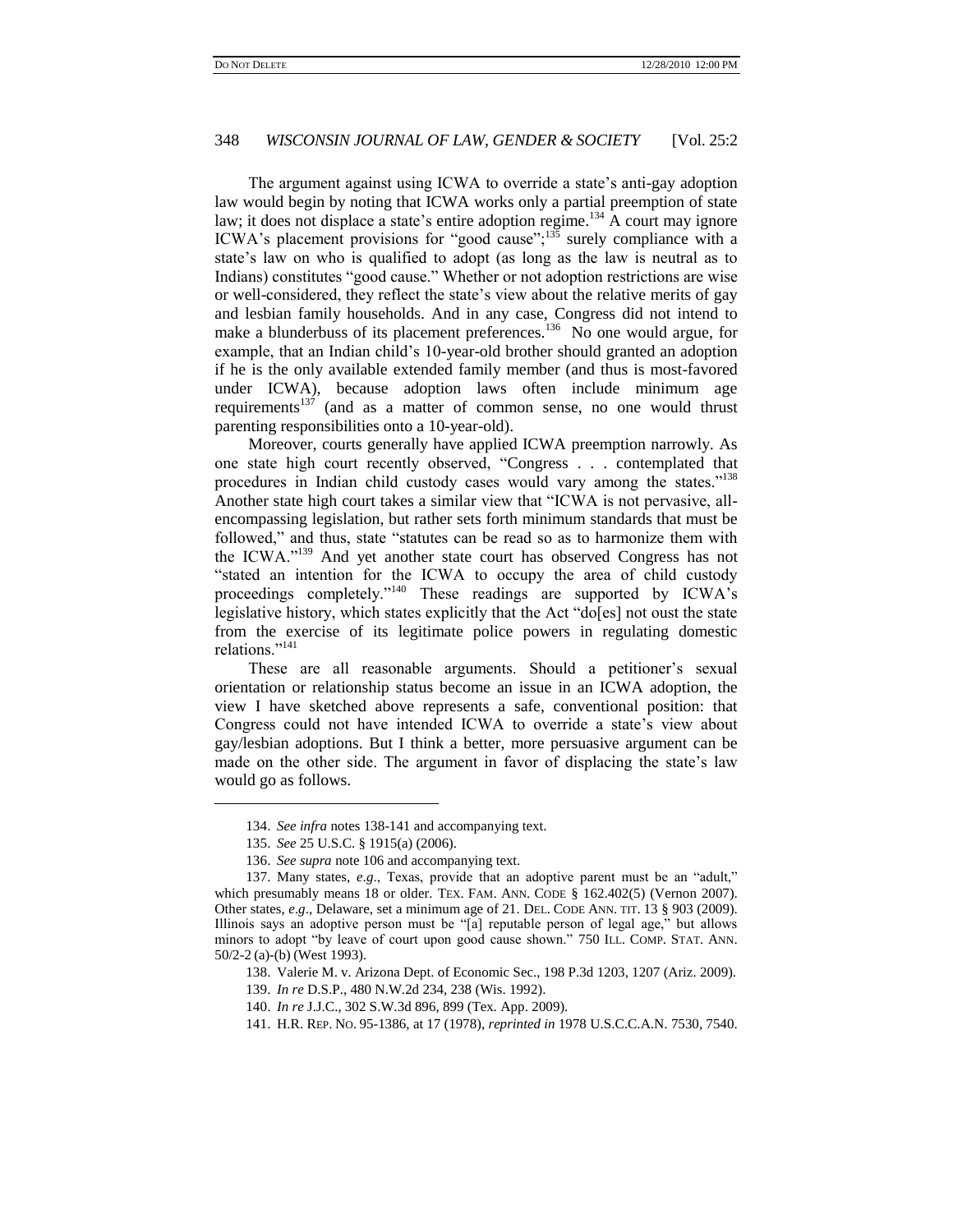The argument against using ICWA to override a state's anti-gay adoption law would begin by noting that ICWA works only a partial preemption of state law; it does not displace a state's entire adoption regime.[134] A court may ignore ICWA's placement provisions for "good cause";[135] surely compliance with a state's law on who is qualified to adopt (as long as the law is neutral as to Indians) constitutes "good cause." Whether or not adoption restrictions are wise or well-considered, they reflect the state's view about the relative merits of gay and lesbian family households. And in any case, Congress did not intend to make a blunderbuss of its placement preferences.[136] No one would argue, for example, that an Indian child's 10-year-old brother should granted an adoption if he is the only available extended family member (and thus is most-favored under ICWA), because adoption laws often include minimum age requirements[137] (and as a matter of common sense, no one would thrust parenting responsibilities onto a 10-year-old).

Moreover, courts generally have applied ICWA preemption narrowly. As one state high court recently observed, "Congress . . . contemplated that procedures in Indian child custody cases would vary among the states."[138] Another state high court takes a similar view that "ICWA is not pervasive, all-encompassing legislation, but rather sets forth minimum standards that must be followed," and thus, state "statutes can be read so as to harmonize them with the ICWA."[139] And yet another state court has observed Congress has not "stated an intention for the ICWA to occupy the area of child custody proceedings completely."[140] These readings are supported by ICWA's legislative history, which states explicitly that the Act "do[es] not oust the state from the exercise of its legitimate police powers in regulating domestic relations."[141]

These are all reasonable arguments. Should a petitioner's sexual orientation or relationship status become an issue in an ICWA adoption, the view I have sketched above represents a safe, conventional position: that Congress could not have intended ICWA to override a state's view about gay/lesbian adoptions. But I think a better, more persuasive argument can be made on the other side. The argument in favor of displacing the state's law would go as follows.

---

134. *See infra* notes 138-141 and accompanying text.

135. *See* 25 U.S.C. § 1915(a) (2006).

136. *See supra* note 106 and accompanying text.

137. Many states, *e.g*., Texas, provide that an adoptive parent must be an "adult," which presumably means 18 or older. TEX. FAM. ANN. CODE § 162.402(5) (Vernon 2007). Other states, *e.g*., Delaware, set a minimum age of 21. DEL. CODE ANN. TIT. 13 § 903 (2009). Illinois says an adoptive person must be "[a] reputable person of legal age," but allows minors to adopt "by leave of court upon good cause shown." 750 ILL. COMP. STAT. ANN. 50/2-2 (a)-(b) (West 1993).

138. Valerie M. v. Arizona Dept. of Economic Sec., 198 P.3d 1203, 1207 (Ariz. 2009).

139. *In re* D.S.P., 480 N.W.2d 234, 238 (Wis. 1992).

140. *In re* J.J.C., 302 S.W.3d 896, 899 (Tex. App. 2009).

141. H.R. REP. NO. 95-1386, at 17 (1978), *reprinted in* 1978 U.S.C.C.A.N. 7530, 7540.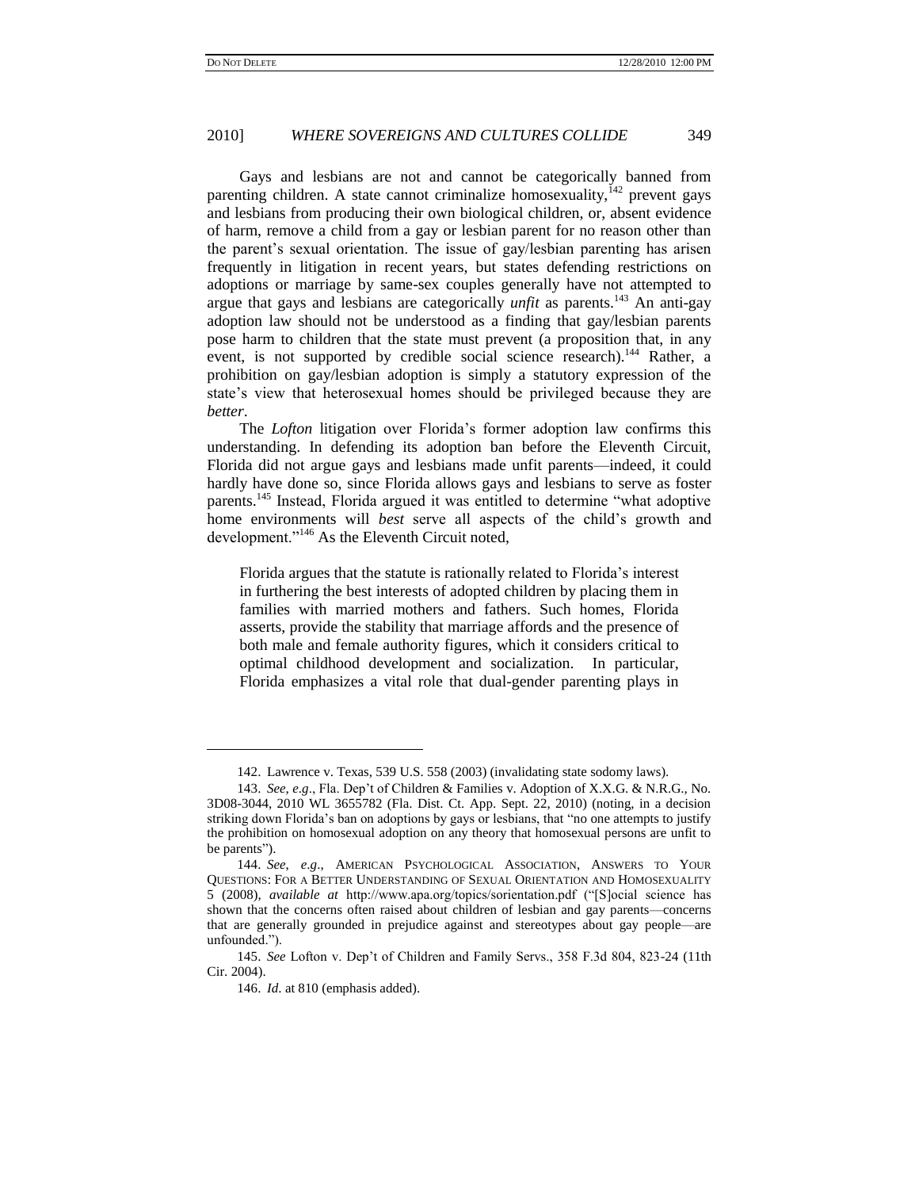Gays and lesbians are not and cannot be categorically banned from parenting children. A state cannot criminalize homosexuality,[142] prevent gays and lesbians from producing their own biological children, or, absent evidence of harm, remove a child from a gay or lesbian parent for no reason other than the parent's sexual orientation. The issue of gay/lesbian parenting has arisen frequently in litigation in recent years, but states defending restrictions on adoptions or marriage by same-sex couples generally have not attempted to argue that gays and lesbians are categorically *unfit* as parents.[143] An anti-gay adoption law should not be understood as a finding that gay/lesbian parents pose harm to children that the state must prevent (a proposition that, in any event, is not supported by credible social science research).[144] Rather, a prohibition on gay/lesbian adoption is simply a statutory expression of the state's view that heterosexual homes should be privileged because they are *better*.

The *Lofton* litigation over Florida's former adoption law confirms this understanding. In defending its adoption ban before the Eleventh Circuit, Florida did not argue gays and lesbians made unfit parents—indeed, it could hardly have done so, since Florida allows gays and lesbians to serve as foster parents.[145] Instead, Florida argued it was entitled to determine "what adoptive home environments will *best* serve all aspects of the child's growth and development."[146] As the Eleventh Circuit noted,

> Florida argues that the statute is rationally related to Florida's interest in furthering the best interests of adopted children by placing them in families with married mothers and fathers. Such homes, Florida asserts, provide the stability that marriage affords and the presence of both male and female authority figures, which it considers critical to optimal childhood development and socialization. In particular, Florida emphasizes a vital role that dual-gender parenting plays in

---

142. Lawrence v. Texas, 539 U.S. 558 (2003) (invalidating state sodomy laws).

143. *See, e.g*., Fla. Dep't of Children & Families v. Adoption of X.X.G. & N.R.G., No. 3D08-3044, 2010 WL 3655782 (Fla. Dist. Ct. App. Sept. 22, 2010) (noting, in a decision striking down Florida's ban on adoptions by gays or lesbians, that "no one attempts to justify the prohibition on homosexual adoption on any theory that homosexual persons are unfit to be parents").

144. *See, e.g*., AMERICAN PSYCHOLOGICAL ASSOCIATION, ANSWERS TO YOUR QUESTIONS: FOR A BETTER UNDERSTANDING OF SEXUAL ORIENTATION AND HOMOSEXUALITY 5 (2008), *available at* http://www.apa.org/topics/sorientation.pdf ("[S]ocial science has shown that the concerns often raised about children of lesbian and gay parents—concerns that are generally grounded in prejudice against and stereotypes about gay people—are unfounded.").

145. *See* Lofton v. Dep't of Children and Family Servs., 358 F.3d 804, 823-24 (11th Cir. 2004).

146. *Id*. at 810 (emphasis added).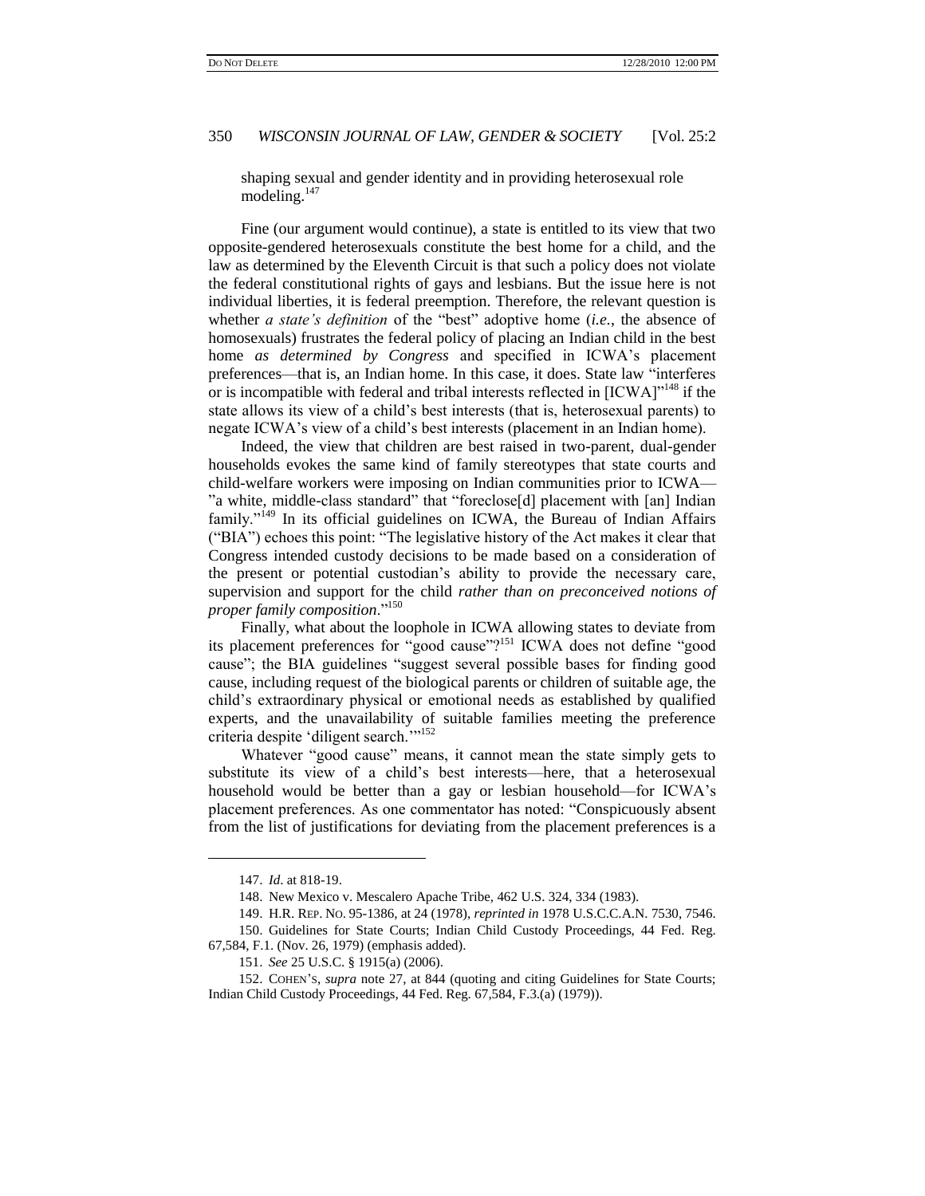shaping sexual and gender identity and in providing heterosexual role modeling.[147]

Fine (our argument would continue), a state is entitled to its view that two opposite-gendered heterosexuals constitute the best home for a child, and the law as determined by the Eleventh Circuit is that such a policy does not violate the federal constitutional rights of gays and lesbians. But the issue here is not individual liberties, it is federal preemption. Therefore, the relevant question is whether *a state's definition* of the "best" adoptive home (*i.e.*, the absence of homosexuals) frustrates the federal policy of placing an Indian child in the best home *as determined by Congress* and specified in ICWA's placement preferences—that is, an Indian home. In this case, it does. State law "interferes or is incompatible with federal and tribal interests reflected in [ICWA]"[148] if the state allows its view of a child's best interests (that is, heterosexual parents) to negate ICWA's view of a child's best interests (placement in an Indian home).

Indeed, the view that children are best raised in two-parent, dual-gender households evokes the same kind of family stereotypes that state courts and child-welfare workers were imposing on Indian communities prior to ICWA—"a white, middle-class standard" that "foreclose[d] placement with [an] Indian family."[149] In its official guidelines on ICWA, the Bureau of Indian Affairs ("BIA") echoes this point: "The legislative history of the Act makes it clear that Congress intended custody decisions to be made based on a consideration of the present or potential custodian's ability to provide the necessary care, supervision and support for the child *rather than on preconceived notions of proper family composition*."[150]

Finally, what about the loophole in ICWA allowing states to deviate from its placement preferences for "good cause"?[151] ICWA does not define "good cause"; the BIA guidelines "suggest several possible bases for finding good cause, including request of the biological parents or children of suitable age, the child's extraordinary physical or emotional needs as established by qualified experts, and the unavailability of suitable families meeting the preference criteria despite 'diligent search.'"[152]

Whatever "good cause" means, it cannot mean the state simply gets to substitute its view of a child's best interests—here, that a heterosexual household would be better than a gay or lesbian household—for ICWA's placement preferences. As one commentator has noted: "Conspicuously absent from the list of justifications for deviating from the placement preferences is a

---

147. *Id.* at 818-19.

148. New Mexico v. Mescalero Apache Tribe, 462 U.S. 324, 334 (1983).

149. H.R. REP. NO. 95-1386, at 24 (1978), *reprinted in* 1978 U.S.C.C.A.N. 7530, 7546.

150. Guidelines for State Courts; Indian Child Custody Proceedings, 44 Fed. Reg. 67,584, F.1. (Nov. 26, 1979) (emphasis added).

151. *See* 25 U.S.C. § 1915(a) (2006).

152. COHEN'S, *supra* note 27, at 844 (quoting and citing Guidelines for State Courts; Indian Child Custody Proceedings, 44 Fed. Reg. 67,584, F.3.(a) (1979)).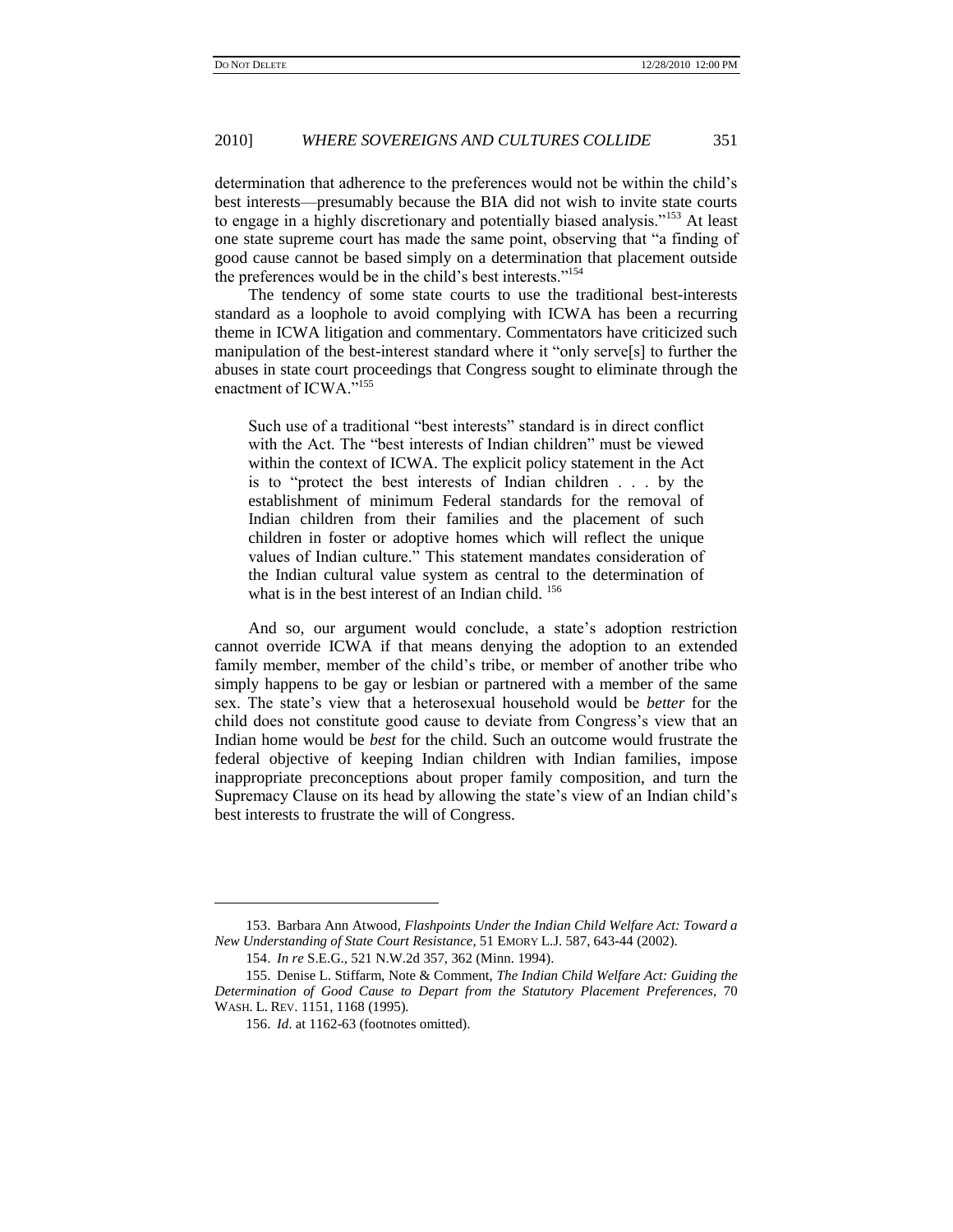determination that adherence to the preferences would not be within the child's best interests—presumably because the BIA did not wish to invite state courts to engage in a highly discretionary and potentially biased analysis."[153] At least one state supreme court has made the same point, observing that "a finding of good cause cannot be based simply on a determination that placement outside the preferences would be in the child's best interests."[154]

The tendency of some state courts to use the traditional best-interests standard as a loophole to avoid complying with ICWA has been a recurring theme in ICWA litigation and commentary. Commentators have criticized such manipulation of the best-interest standard where it "only serve[s] to further the abuses in state court proceedings that Congress sought to eliminate through the enactment of ICWA."[155]

> Such use of a traditional "best interests" standard is in direct conflict with the Act. The "best interests of Indian children" must be viewed within the context of ICWA. The explicit policy statement in the Act is to "protect the best interests of Indian children . . . by the establishment of minimum Federal standards for the removal of Indian children from their families and the placement of such children in foster or adoptive homes which will reflect the unique values of Indian culture." This statement mandates consideration of the Indian cultural value system as central to the determination of what is in the best interest of an Indian child. [156]

And so, our argument would conclude, a state's adoption restriction cannot override ICWA if that means denying the adoption to an extended family member, member of the child's tribe, or member of another tribe who simply happens to be gay or lesbian or partnered with a member of the same sex. The state's view that a heterosexual household would be *better* for the child does not constitute good cause to deviate from Congress's view that an Indian home would be *best* for the child. Such an outcome would frustrate the federal objective of keeping Indian children with Indian families, impose inappropriate preconceptions about proper family composition, and turn the Supremacy Clause on its head by allowing the state's view of an Indian child's best interests to frustrate the will of Congress.

---

153. Barbara Ann Atwood, *Flashpoints Under the Indian Child Welfare Act: Toward a New Understanding of State Court Resistance*, 51 EMORY L.J. 587, 643-44 (2002).

154. *In re* S.E.G., 521 N.W.2d 357, 362 (Minn. 1994).

155. Denise L. Stiffarm, Note & Comment, *The Indian Child Welfare Act: Guiding the Determination of Good Cause to Depart from the Statutory Placement Preferences*, 70 WASH. L. REV. 1151, 1168 (1995).

156. *Id*. at 1162-63 (footnotes omitted).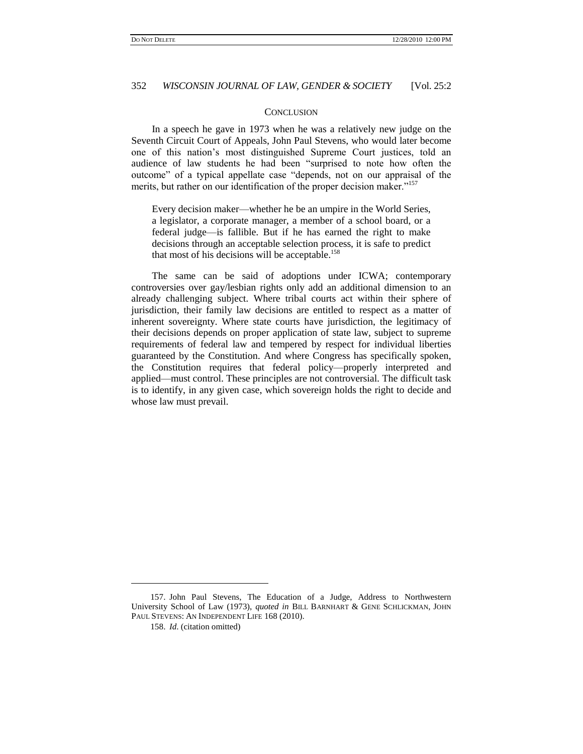## CONCLUSION

In a speech he gave in 1973 when he was a relatively new judge on the Seventh Circuit Court of Appeals, John Paul Stevens, who would later become one of this nation's most distinguished Supreme Court justices, told an audience of law students he had been "surprised to note how often the outcome" of a typical appellate case "depends, not on our appraisal of the merits, but rather on our identification of the proper decision maker."[157]

> Every decision maker—whether he be an umpire in the World Series, a legislator, a corporate manager, a member of a school board, or a federal judge—is fallible. But if he has earned the right to make decisions through an acceptable selection process, it is safe to predict that most of his decisions will be acceptable.[158]

The same can be said of adoptions under ICWA; contemporary controversies over gay/lesbian rights only add an additional dimension to an already challenging subject. Where tribal courts act within their sphere of jurisdiction, their family law decisions are entitled to respect as a matter of inherent sovereignty. Where state courts have jurisdiction, the legitimacy of their decisions depends on proper application of state law, subject to supreme requirements of federal law and tempered by respect for individual liberties guaranteed by the Constitution. And where Congress has specifically spoken, the Constitution requires that federal policy—properly interpreted and applied—must control. These principles are not controversial. The difficult task is to identify, in any given case, which sovereign holds the right to decide and whose law must prevail.

---

157. John Paul Stevens, The Education of a Judge, Address to Northwestern University School of Law (1973), *quoted in* BILL BARNHART & GENE SCHLICKMAN, JOHN PAUL STEVENS: AN INDEPENDENT LIFE 168 (2010).

158. *Id.* (citation omitted)